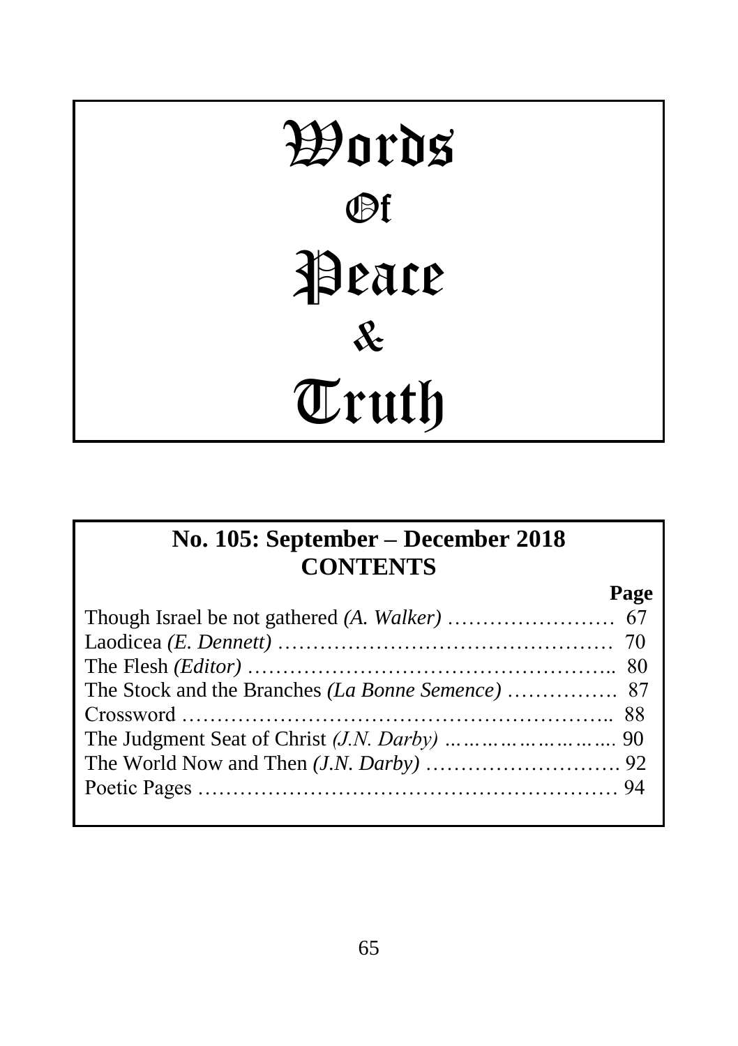# Words Of Peace & Truth

## No. 105: September – December 2018
## CONTENTS

| | Page |
|---|---|
| Though Israel be not gathered *(A. Walker)* | 67 |
| Laodicea *(E. Dennett)* | 70 |
| The Flesh *(Editor)* | 80 |
| The Stock and the Branches *(La Bonne Semence)* | 87 |
| Crossword | 88 |
| The Judgment Seat of Christ *(J.N. Darby)* | 90 |
| The World Now and Then *(J.N. Darby)* | 92 |
| Poetic Pages | 94 |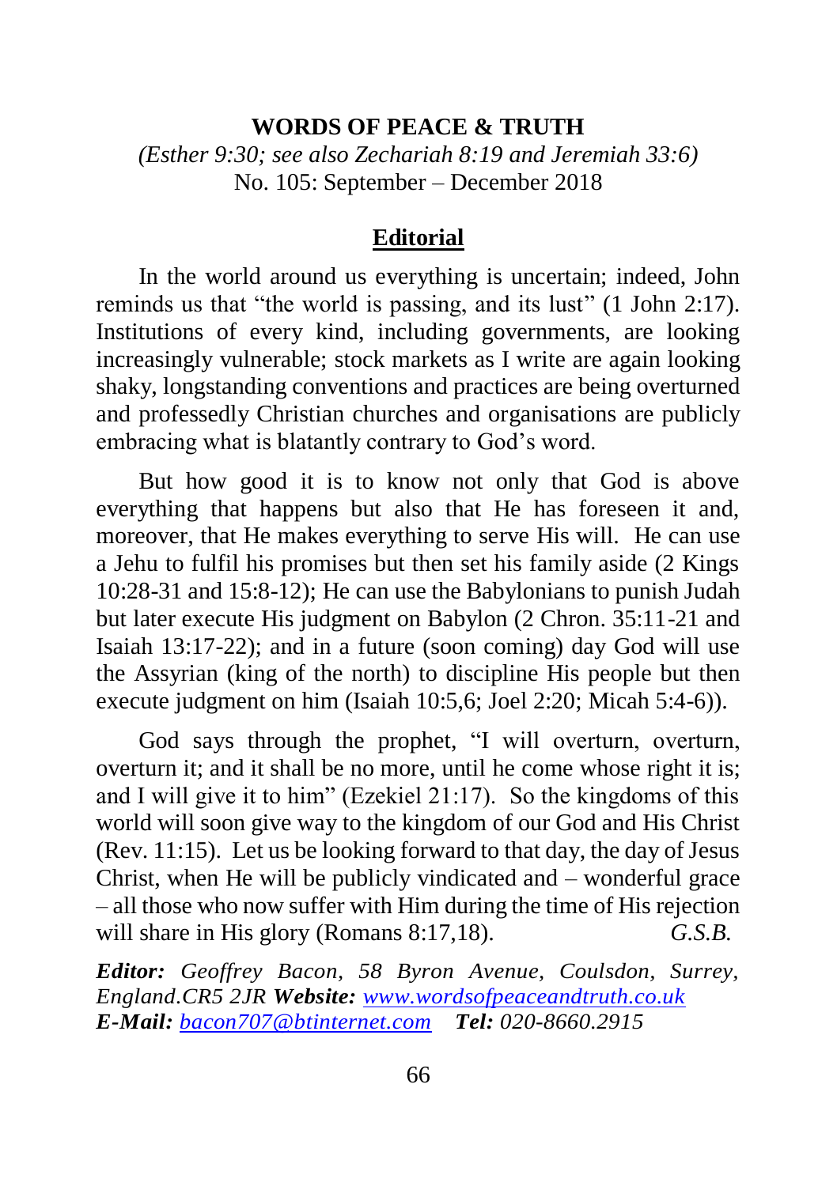**WORDS OF PEACE & TRUTH**

*(Esther 9:30; see also Zechariah 8:19 and Jeremiah 33:6)*

No. 105: September – December 2018

## Editorial

In the world around us everything is uncertain; indeed, John reminds us that "the world is passing, and its lust" (1 John 2:17). Institutions of every kind, including governments, are looking increasingly vulnerable; stock markets as I write are again looking shaky, longstanding conventions and practices are being overturned and professedly Christian churches and organisations are publicly embracing what is blatantly contrary to God's word.

But how good it is to know not only that God is above everything that happens but also that He has foreseen it and, moreover, that He makes everything to serve His will. He can use a Jehu to fulfil his promises but then set his family aside (2 Kings 10:28-31 and 15:8-12); He can use the Babylonians to punish Judah but later execute His judgment on Babylon (2 Chron. 35:11-21 and Isaiah 13:17-22); and in a future (soon coming) day God will use the Assyrian (king of the north) to discipline His people but then execute judgment on him (Isaiah 10:5,6; Joel 2:20; Micah 5:4-6)).

God says through the prophet, "I will overturn, overturn, overturn it; and it shall be no more, until he come whose right it is; and I will give it to him" (Ezekiel 21:17). So the kingdoms of this world will soon give way to the kingdom of our God and His Christ (Rev. 11:15). Let us be looking forward to that day, the day of Jesus Christ, when He will be publicly vindicated and – wonderful grace – all those who now suffer with Him during the time of His rejection will share in His glory (Romans 8:17,18). *G.S.B.*

***Editor:*** *Geoffrey Bacon, 58 Byron Avenue, Coulsdon, Surrey, England.CR5 2JR* ***Website:*** *www.wordsofpeaceandtruth.co.uk*
***E-Mail:*** *bacon707@btinternet.com* ***Tel:*** *020-8660.2915*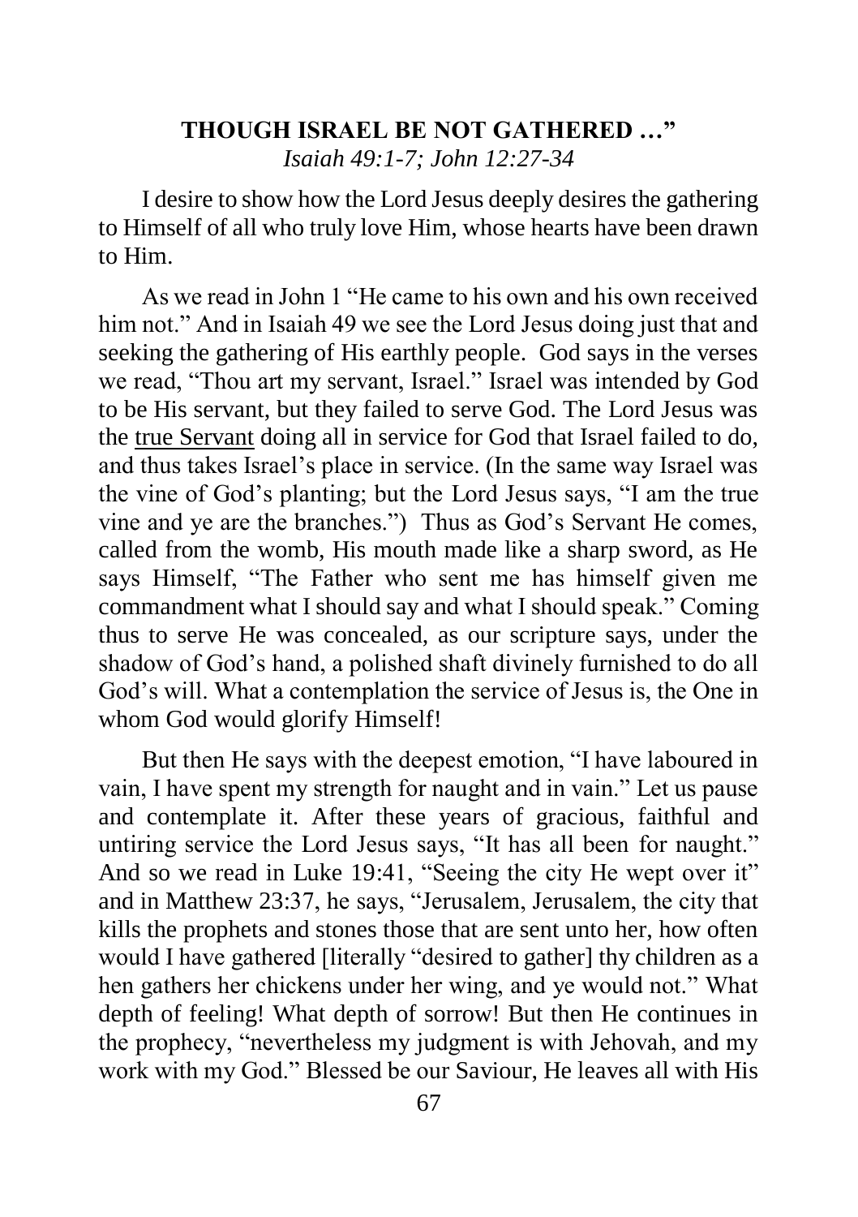## THOUGH ISRAEL BE NOT GATHERED …"

*Isaiah 49:1-7; John 12:27-34*

I desire to show how the Lord Jesus deeply desires the gathering to Himself of all who truly love Him, whose hearts have been drawn to Him.

As we read in John 1 "He came to his own and his own received him not." And in Isaiah 49 we see the Lord Jesus doing just that and seeking the gathering of His earthly people. God says in the verses we read, "Thou art my servant, Israel." Israel was intended by God to be His servant, but they failed to serve God. The Lord Jesus was the <u>true Servant</u> doing all in service for God that Israel failed to do, and thus takes Israel's place in service. (In the same way Israel was the vine of God's planting; but the Lord Jesus says, "I am the true vine and ye are the branches.") Thus as God's Servant He comes, called from the womb, His mouth made like a sharp sword, as He says Himself, "The Father who sent me has himself given me commandment what I should say and what I should speak." Coming thus to serve He was concealed, as our scripture says, under the shadow of God's hand, a polished shaft divinely furnished to do all God's will. What a contemplation the service of Jesus is, the One in whom God would glorify Himself!

But then He says with the deepest emotion, "I have laboured in vain, I have spent my strength for naught and in vain." Let us pause and contemplate it. After these years of gracious, faithful and untiring service the Lord Jesus says, "It has all been for naught." And so we read in Luke 19:41, "Seeing the city He wept over it" and in Matthew 23:37, he says, "Jerusalem, Jerusalem, the city that kills the prophets and stones those that are sent unto her, how often would I have gathered [literally "desired to gather] thy children as a hen gathers her chickens under her wing, and ye would not." What depth of feeling! What depth of sorrow! But then He continues in the prophecy, "nevertheless my judgment is with Jehovah, and my work with my God." Blessed be our Saviour, He leaves all with His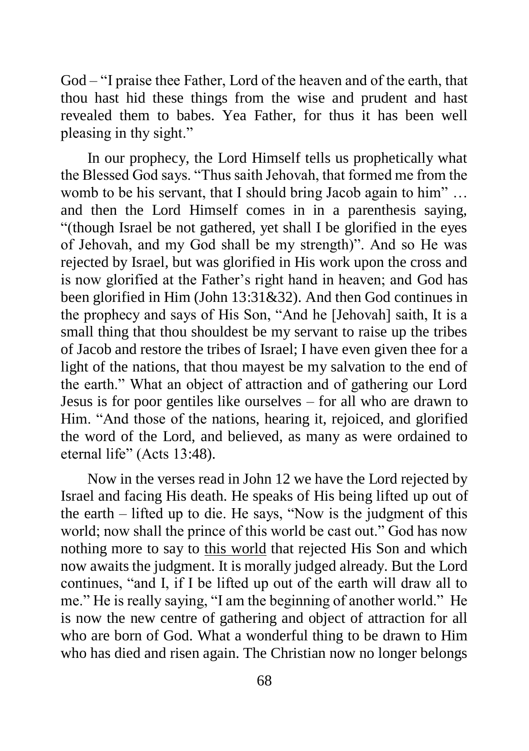God – "I praise thee Father, Lord of the heaven and of the earth, that thou hast hid these things from the wise and prudent and hast revealed them to babes. Yea Father, for thus it has been well pleasing in thy sight."

In our prophecy, the Lord Himself tells us prophetically what the Blessed God says. "Thus saith Jehovah, that formed me from the womb to be his servant, that I should bring Jacob again to him" … and then the Lord Himself comes in in a parenthesis saying, "(though Israel be not gathered, yet shall I be glorified in the eyes of Jehovah, and my God shall be my strength)". And so He was rejected by Israel, but was glorified in His work upon the cross and is now glorified at the Father's right hand in heaven; and God has been glorified in Him (John 13:31&32). And then God continues in the prophecy and says of His Son, "And he [Jehovah] saith, It is a small thing that thou shouldest be my servant to raise up the tribes of Jacob and restore the tribes of Israel; I have even given thee for a light of the nations, that thou mayest be my salvation to the end of the earth." What an object of attraction and of gathering our Lord Jesus is for poor gentiles like ourselves – for all who are drawn to Him. "And those of the nations, hearing it, rejoiced, and glorified the word of the Lord, and believed, as many as were ordained to eternal life" (Acts 13:48).

Now in the verses read in John 12 we have the Lord rejected by Israel and facing His death. He speaks of His being lifted up out of the earth – lifted up to die. He says, "Now is the judgment of this world; now shall the prince of this world be cast out." God has now nothing more to say to <u>this world</u> that rejected His Son and which now awaits the judgment. It is morally judged already. But the Lord continues, "and I, if I be lifted up out of the earth will draw all to me." He is really saying, "I am the beginning of another world." He is now the new centre of gathering and object of attraction for all who are born of God. What a wonderful thing to be drawn to Him who has died and risen again. The Christian now no longer belongs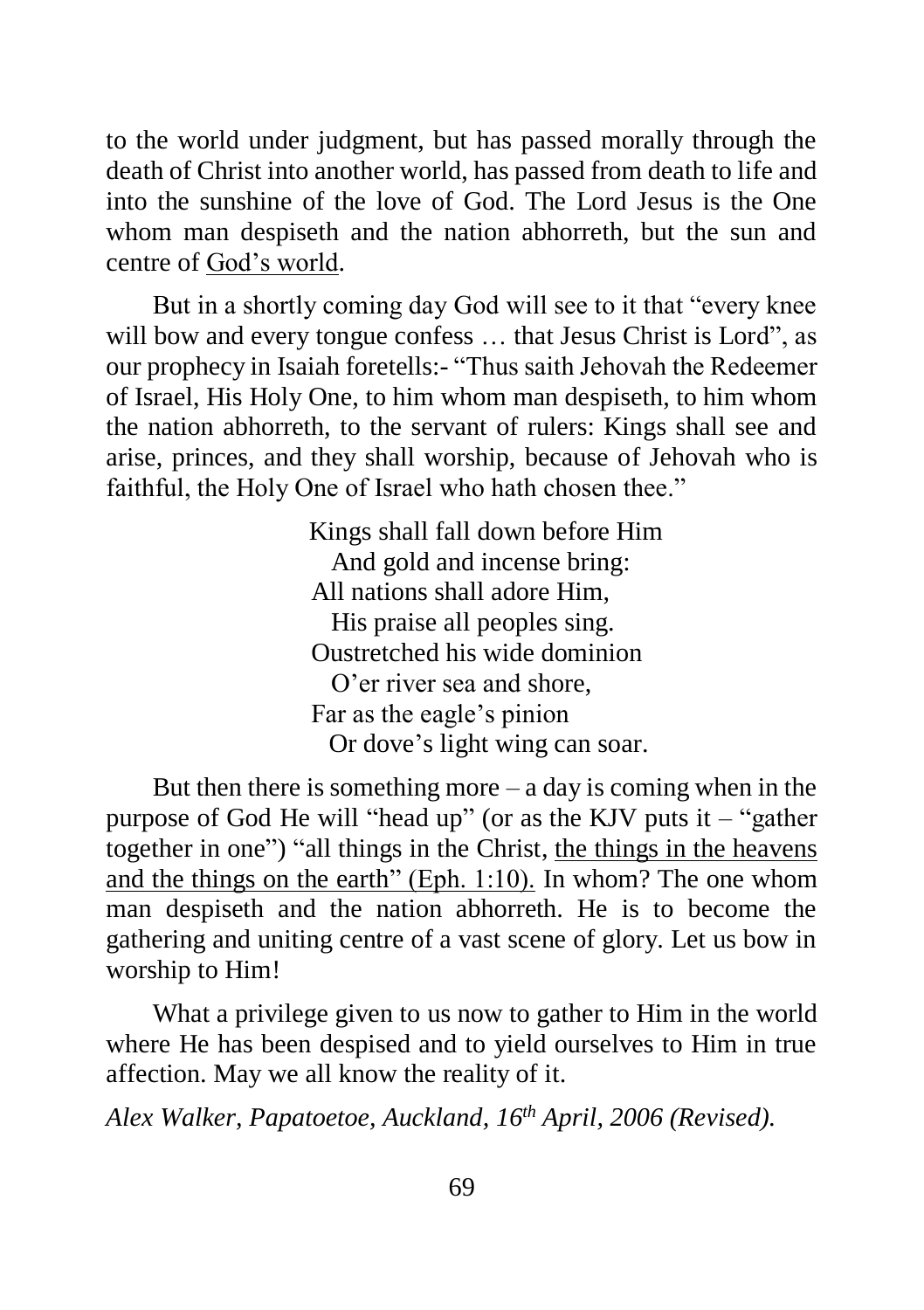to the world under judgment, but has passed morally through the death of Christ into another world, has passed from death to life and into the sunshine of the love of God. The Lord Jesus is the One whom man despiseth and the nation abhorreth, but the sun and centre of <u>God's world</u>.

But in a shortly coming day God will see to it that "every knee will bow and every tongue confess … that Jesus Christ is Lord", as our prophecy in Isaiah foretells:- "Thus saith Jehovah the Redeemer of Israel, His Holy One, to him whom man despiseth, to him whom the nation abhorreth, to the servant of rulers: Kings shall see and arise, princes, and they shall worship, because of Jehovah who is faithful, the Holy One of Israel who hath chosen thee."

> Kings shall fall down before Him
> And gold and incense bring:
> All nations shall adore Him,
> His praise all peoples sing.
> Oustretched his wide dominion
> O'er river sea and shore,
> Far as the eagle's pinion
> Or dove's light wing can soar.

But then there is something more – a day is coming when in the purpose of God He will "head up" (or as the KJV puts it – "gather together in one") "all things in the Christ, <u>the things in the heavens and the things on the earth" (Eph. 1:10).</u> In whom? The one whom man despiseth and the nation abhorreth. He is to become the gathering and uniting centre of a vast scene of glory. Let us bow in worship to Him!

What a privilege given to us now to gather to Him in the world where He has been despised and to yield ourselves to Him in true affection. May we all know the reality of it.

*Alex Walker, Papatoetoe, Auckland, 16th April, 2006 (Revised).*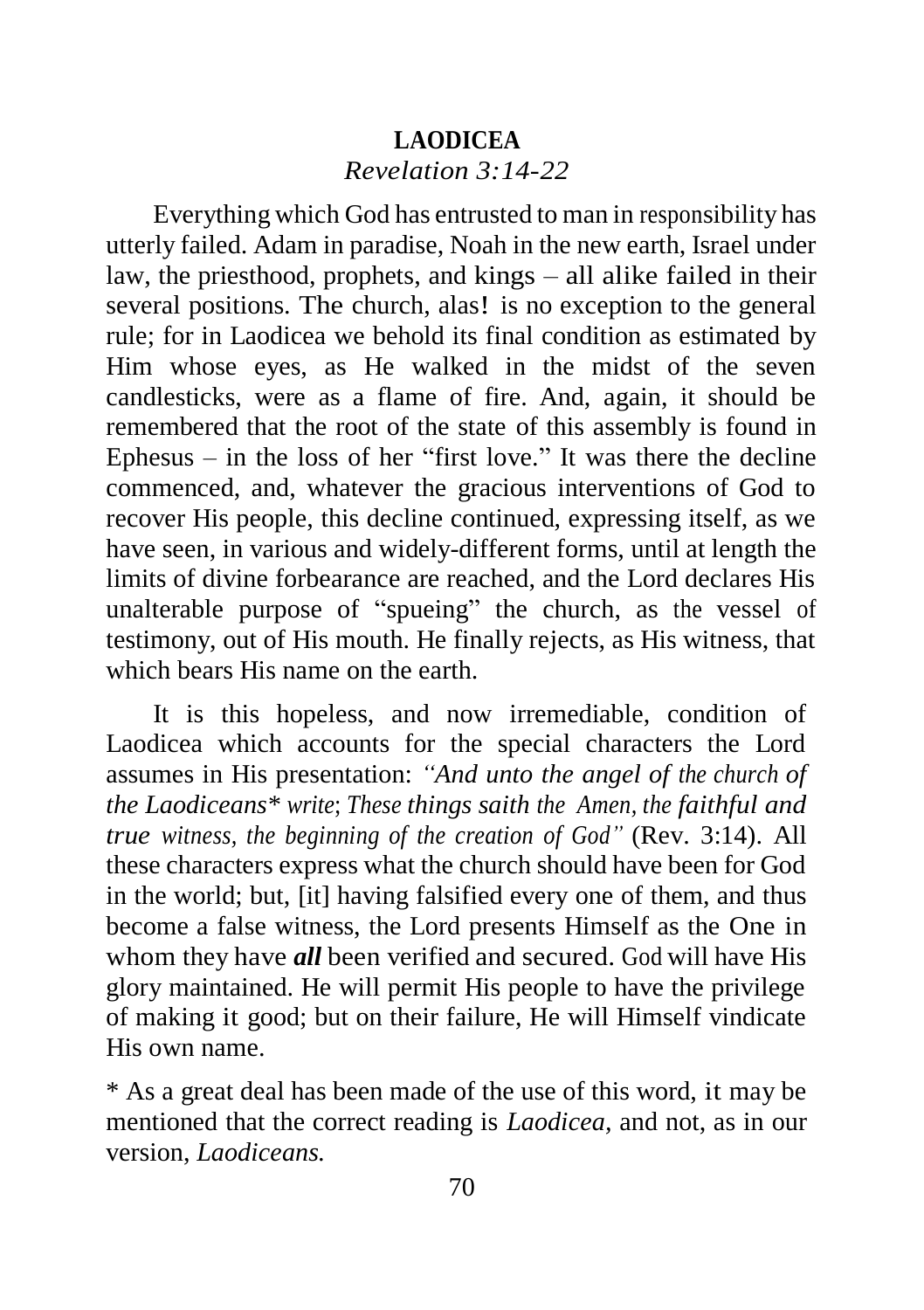## LAODICEA

*Revelation 3:14-22*

Everything which God has entrusted to man in responsibility has utterly failed. Adam in paradise, Noah in the new earth, Israel under law, the priesthood, prophets, and kings – all alike failed in their several positions. The church, alas! is no exception to the general rule; for in Laodicea we behold its final condition as estimated by Him whose eyes, as He walked in the midst of the seven candlesticks, were as a flame of fire. And, again, it should be remembered that the root of the state of this assembly is found in Ephesus – in the loss of her "first love." It was there the decline commenced, and, whatever the gracious interventions of God to recover His people, this decline continued, expressing itself, as we have seen, in various and widely-different forms, until at length the limits of divine forbearance are reached, and the Lord declares His unalterable purpose of "spueing" the church, as the vessel of testimony, out of His mouth. He finally rejects, as His witness, that which bears His name on the earth.

It is this hopeless, and now irremediable, condition of Laodicea which accounts for the special characters the Lord assumes in His presentation: *"And unto the angel of the church of the Laodiceans\* write; These things saith the Amen, the faithful and true witness, the beginning of the creation of God"* (Rev. 3:14). All these characters express what the church should have been for God in the world; but, [it] having falsified every one of them, and thus become a false witness, the Lord presents Himself as the One in whom they have ***all*** been verified and secured. God will have His glory maintained. He will permit His people to have the privilege of making it good; but on their failure, He will Himself vindicate His own name.

\* As a great deal has been made of the use of this word, it may be mentioned that the correct reading is *Laodicea*, and not, as in our version, *Laodiceans.*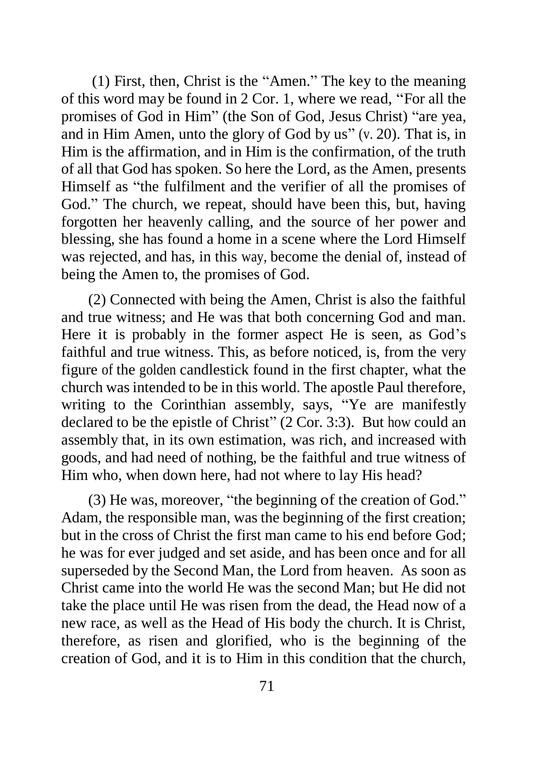(1) First, then, Christ is the "Amen." The key to the meaning of this word may be found in 2 Cor. 1, where we read, "For all the promises of God in Him" (the Son of God, Jesus Christ) "are yea, and in Him Amen, unto the glory of God by us" (v. 20). That is, in Him is the affirmation, and in Him is the confirmation, of the truth of all that God has spoken. So here the Lord, as the Amen, presents Himself as "the fulfilment and the verifier of all the promises of God." The church, we repeat, should have been this, but, having forgotten her heavenly calling, and the source of her power and blessing, she has found a home in a scene where the Lord Himself was rejected, and has, in this way, become the denial of, instead of being the Amen to, the promises of God.

(2) Connected with being the Amen, Christ is also the faithful and true witness; and He was that both concerning God and man. Here it is probably in the former aspect He is seen, as God's faithful and true witness. This, as before noticed, is, from the very figure of the golden candlestick found in the first chapter, what the church was intended to be in this world. The apostle Paul therefore, writing to the Corinthian assembly, says, "Ye are manifestly declared to be the epistle of Christ" (2 Cor. 3:3). But how could an assembly that, in its own estimation, was rich, and increased with goods, and had need of nothing, be the faithful and true witness of Him who, when down here, had not where to lay His head?

(3) He was, moreover, "the beginning of the creation of God." Adam, the responsible man, was the beginning of the first creation; but in the cross of Christ the first man came to his end before God; he was for ever judged and set aside, and has been once and for all superseded by the Second Man, the Lord from heaven. As soon as Christ came into the world He was the second Man; but He did not take the place until He was risen from the dead, the Head now of a new race, as well as the Head of His body the church. It is Christ, therefore, as risen and glorified, who is the beginning of the creation of God, and it is to Him in this condition that the church,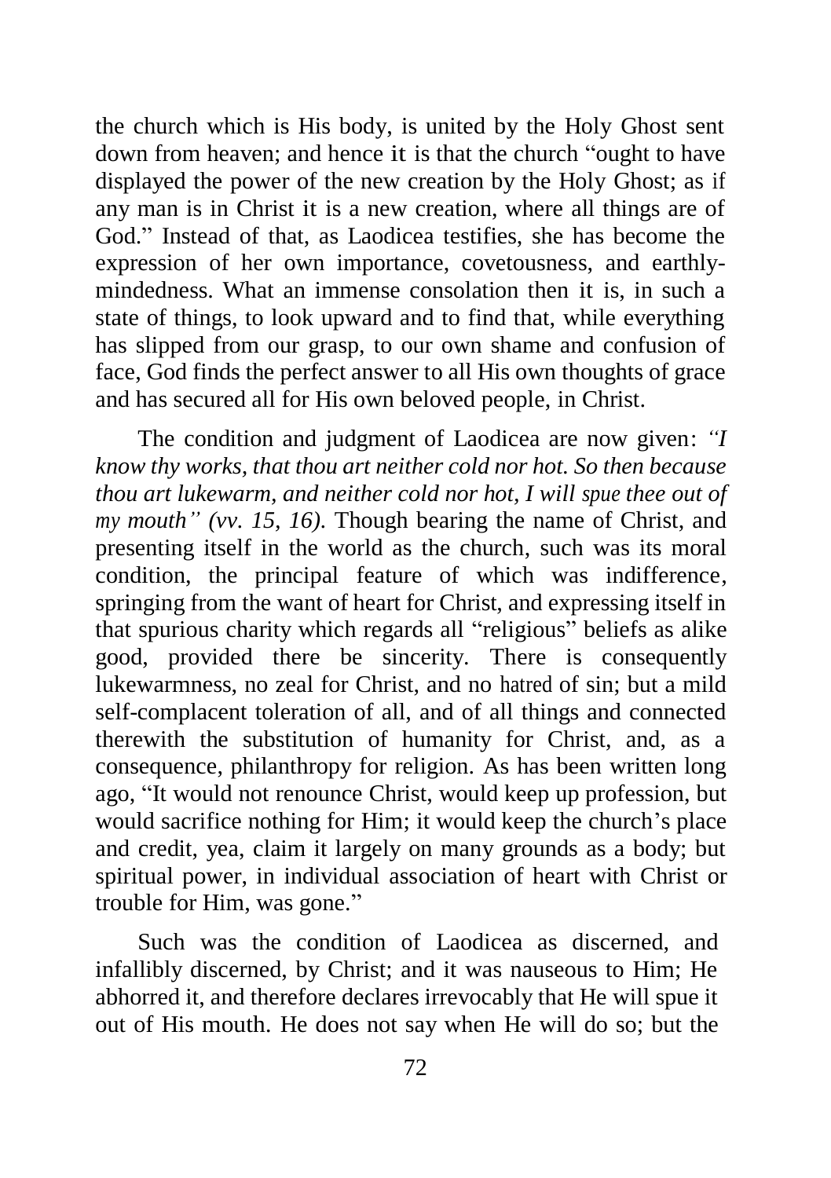the church which is His body, is united by the Holy Ghost sent down from heaven; and hence it is that the church "ought to have displayed the power of the new creation by the Holy Ghost; as if any man is in Christ it is a new creation, where all things are of God." Instead of that, as Laodicea testifies, she has become the expression of her own importance, covetousness, and earthly-mindedness. What an immense consolation then it is, in such a state of things, to look upward and to find that, while everything has slipped from our grasp, to our own shame and confusion of face, God finds the perfect answer to all His own thoughts of grace and has secured all for His own beloved people, in Christ.

The condition and judgment of Laodicea are now given: *"I know thy works, that thou art neither cold nor hot. So then because thou art lukewarm, and neither cold nor hot, I will spue thee out of my mouth" (vv. 15, 16).* Though bearing the name of Christ, and presenting itself in the world as the church, such was its moral condition, the principal feature of which was indifference, springing from the want of heart for Christ, and expressing itself in that spurious charity which regards all "religious" beliefs as alike good, provided there be sincerity. There is consequently lukewarmness, no zeal for Christ, and no hatred of sin; but a mild self-complacent toleration of all, and of all things and connected therewith the substitution of humanity for Christ, and, as a consequence, philanthropy for religion. As has been written long ago, "It would not renounce Christ, would keep up profession, but would sacrifice nothing for Him; it would keep the church's place and credit, yea, claim it largely on many grounds as a body; but spiritual power, in individual association of heart with Christ or trouble for Him, was gone."

Such was the condition of Laodicea as discerned, and infallibly discerned, by Christ; and it was nauseous to Him; He abhorred it, and therefore declares irrevocably that He will spue it out of His mouth. He does not say when He will do so; but the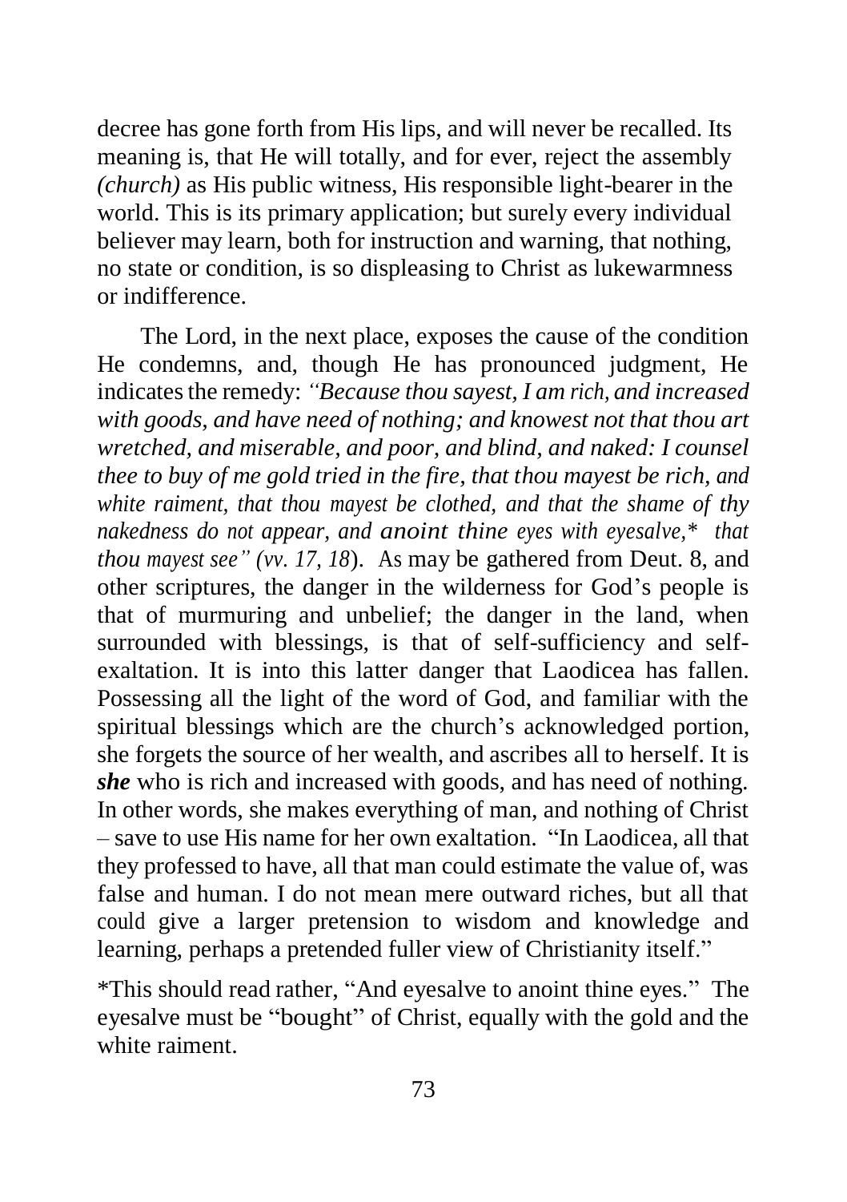decree has gone forth from His lips, and will never be recalled. Its meaning is, that He will totally, and for ever, reject the assembly *(church)* as His public witness, His responsible light-bearer in the world. This is its primary application; but surely every individual believer may learn, both for instruction and warning, that nothing, no state or condition, is so displeasing to Christ as lukewarmness or indifference.

The Lord, in the next place, exposes the cause of the condition He condemns, and, though He has pronounced judgment, He indicates the remedy: *"Because thou sayest, I am rich, and increased with goods, and have need of nothing; and knowest not that thou art wretched, and miserable, and poor, and blind, and naked: I counsel thee to buy of me gold tried in the fire, that thou mayest be rich, and white raiment, that thou mayest be clothed, and that the shame of thy nakedness do not appear, and anoint thine eyes with eyesalve,\* that thou mayest see" (vv. 17, 18*). As may be gathered from Deut. 8, and other scriptures, the danger in the wilderness for God's people is that of murmuring and unbelief; the danger in the land, when surrounded with blessings, is that of self-sufficiency and self-exaltation. It is into this latter danger that Laodicea has fallen. Possessing all the light of the word of God, and familiar with the spiritual blessings which are the church's acknowledged portion, she forgets the source of her wealth, and ascribes all to herself. It is ***she*** who is rich and increased with goods, and has need of nothing. In other words, she makes everything of man, and nothing of Christ – save to use His name for her own exaltation. "In Laodicea, all that they professed to have, all that man could estimate the value of, was false and human. I do not mean mere outward riches, but all that could give a larger pretension to wisdom and knowledge and learning, perhaps a pretended fuller view of Christianity itself."

\*This should read rather, "And eyesalve to anoint thine eyes." The eyesalve must be "bought" of Christ, equally with the gold and the white raiment.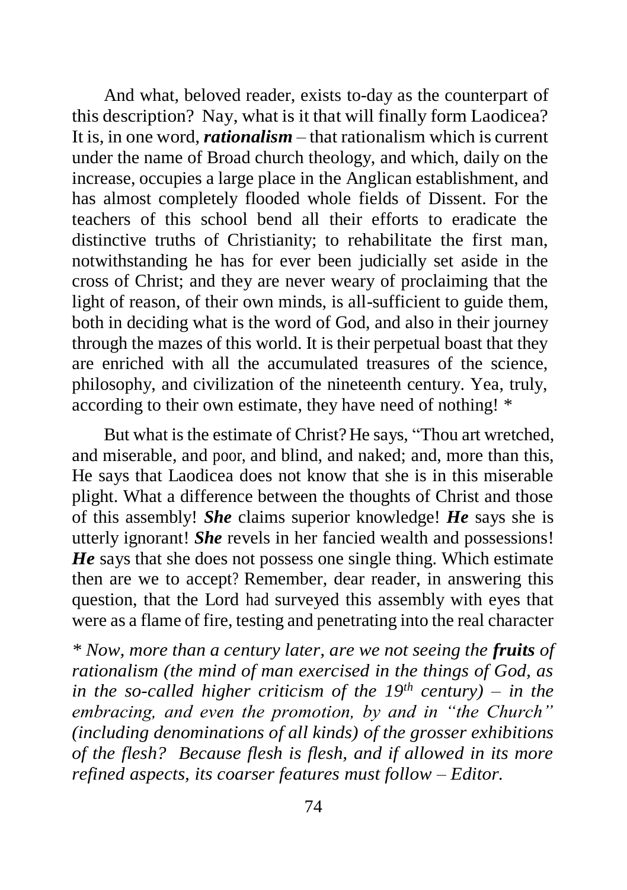And what, beloved reader, exists to-day as the counterpart of this description? Nay, what is it that will finally form Laodicea? It is, in one word, ***rationalism*** – that rationalism which is current under the name of Broad church theology, and which, daily on the increase, occupies a large place in the Anglican establishment, and has almost completely flooded whole fields of Dissent. For the teachers of this school bend all their efforts to eradicate the distinctive truths of Christianity; to rehabilitate the first man, notwithstanding he has for ever been judicially set aside in the cross of Christ; and they are never weary of proclaiming that the light of reason, of their own minds, is all-sufficient to guide them, both in deciding what is the word of God, and also in their journey through the mazes of this world. It is their perpetual boast that they are enriched with all the accumulated treasures of the science, philosophy, and civilization of the nineteenth century. Yea, truly, according to their own estimate, they have need of nothing! *

But what is the estimate of Christ? He says, "Thou art wretched, and miserable, and poor, and blind, and naked; and, more than this, He says that Laodicea does not know that she is in this miserable plight. What a difference between the thoughts of Christ and those of this assembly! ***She*** claims superior knowledge! ***He*** says she is utterly ignorant! ***She*** revels in her fancied wealth and possessions! ***He*** says that she does not possess one single thing. Which estimate then are we to accept? Remember, dear reader, in answering this question, that the Lord had surveyed this assembly with eyes that were as a flame of fire, testing and penetrating into the real character

*\* Now, more than a century later, are we not seeing the **fruits** of rationalism (the mind of man exercised in the things of God, as in the so-called higher criticism of the 19th century) – in the embracing, and even the promotion, by and in "the Church" (including denominations of all kinds) of the grosser exhibitions of the flesh? Because flesh is flesh, and if allowed in its more refined aspects, its coarser features must follow – Editor.*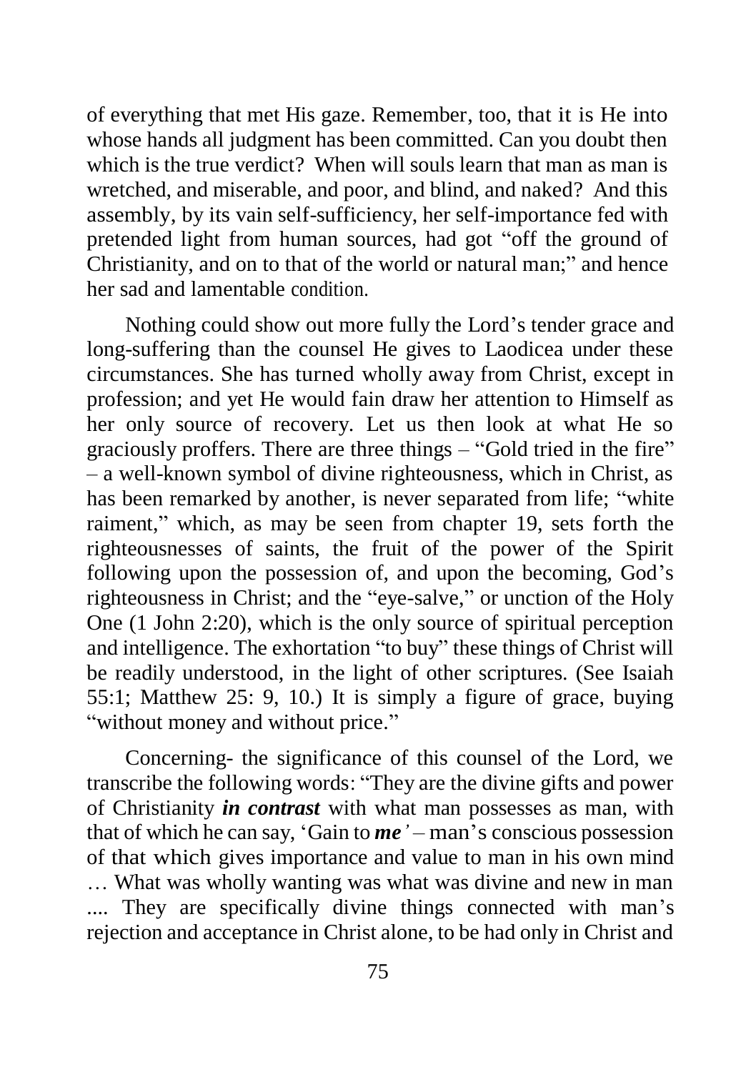of everything that met His gaze. Remember, too, that it is He into whose hands all judgment has been committed. Can you doubt then which is the true verdict? When will souls learn that man as man is wretched, and miserable, and poor, and blind, and naked? And this assembly, by its vain self-sufficiency, her self-importance fed with pretended light from human sources, had got "off the ground of Christianity, and on to that of the world or natural man;" and hence her sad and lamentable condition.

Nothing could show out more fully the Lord's tender grace and long-suffering than the counsel He gives to Laodicea under these circumstances. She has turned wholly away from Christ, except in profession; and yet He would fain draw her attention to Himself as her only source of recovery. Let us then look at what He so graciously proffers. There are three things – "Gold tried in the fire" – a well-known symbol of divine righteousness, which in Christ, as has been remarked by another, is never separated from life; "white raiment," which, as may be seen from chapter 19, sets forth the righteousnesses of saints, the fruit of the power of the Spirit following upon the possession of, and upon the becoming, God's righteousness in Christ; and the "eye-salve," or unction of the Holy One (1 John 2:20), which is the only source of spiritual perception and intelligence. The exhortation "to buy" these things of Christ will be readily understood, in the light of other scriptures. (See Isaiah 55:1; Matthew 25: 9, 10.) It is simply a figure of grace, buying "without money and without price."

Concerning- the significance of this counsel of the Lord, we transcribe the following words: "They are the divine gifts and power of Christianity ***in contrast*** with what man possesses as man, with that of which he can say, 'Gain to ***me***' – man's conscious possession of that which gives importance and value to man in his own mind … What was wholly wanting was what was divine and new in man .... They are specifically divine things connected with man's rejection and acceptance in Christ alone, to be had only in Christ and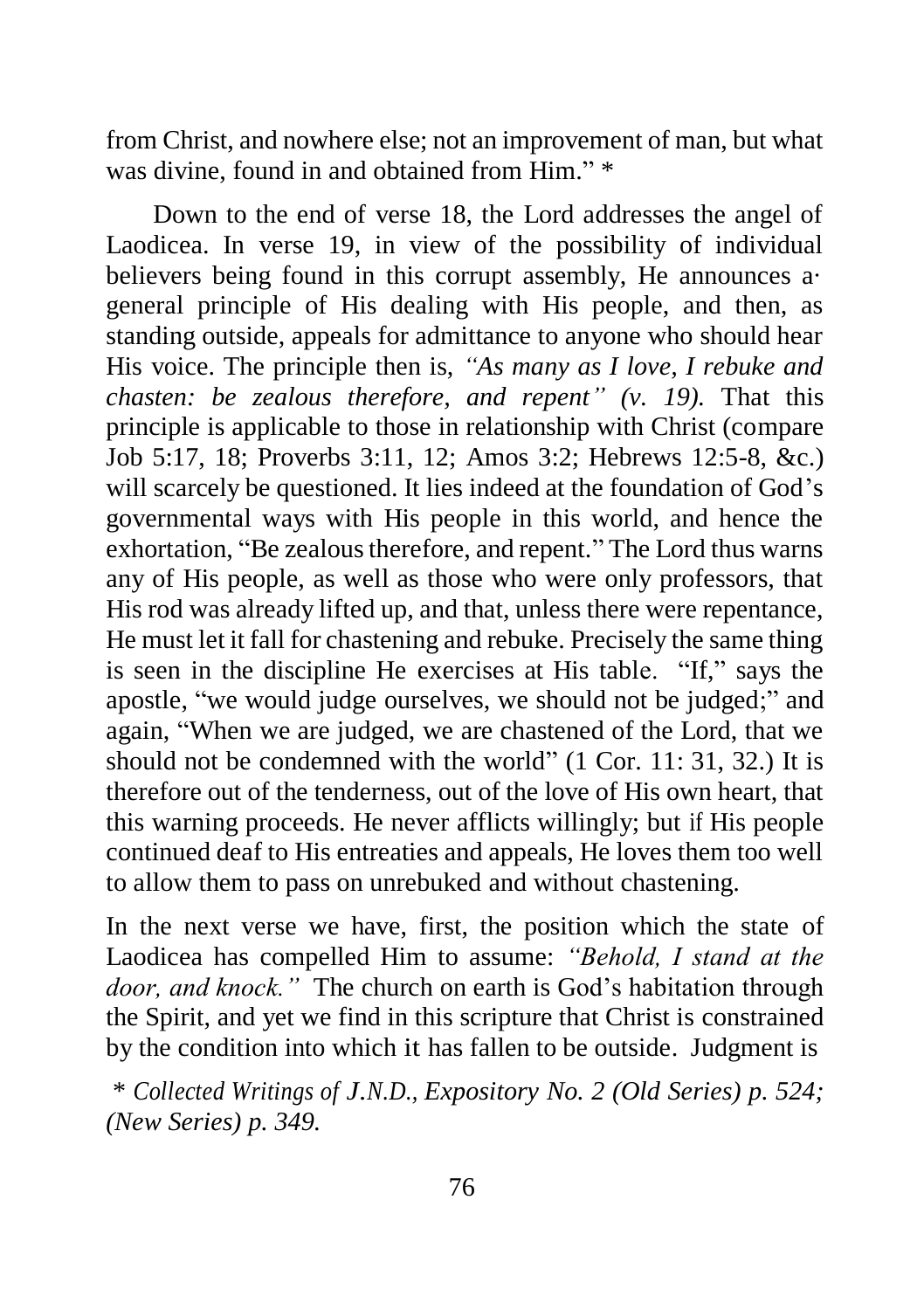from Christ, and nowhere else; not an improvement of man, but what was divine, found in and obtained from Him." *

Down to the end of verse 18, the Lord addresses the angel of Laodicea. In verse 19, in view of the possibility of individual believers being found in this corrupt assembly, He announces a· general principle of His dealing with His people, and then, as standing outside, appeals for admittance to anyone who should hear His voice. The principle then is, *"As many as I love, I rebuke and chasten: be zealous therefore, and repent" (v. 19).* That this principle is applicable to those in relationship with Christ (compare Job 5:17, 18; Proverbs 3:11, 12; Amos 3:2; Hebrews 12:5-8, &c.) will scarcely be questioned. It lies indeed at the foundation of God's governmental ways with His people in this world, and hence the exhortation, "Be zealous therefore, and repent." The Lord thus warns any of His people, as well as those who were only professors, that His rod was already lifted up, and that, unless there were repentance, He must let it fall for chastening and rebuke. Precisely the same thing is seen in the discipline He exercises at His table. "If," says the apostle, "we would judge ourselves, we should not be judged;" and again, "When we are judged, we are chastened of the Lord, that we should not be condemned with the world" (1 Cor. 11: 31, 32.) It is therefore out of the tenderness, out of the love of His own heart, that this warning proceeds. He never afflicts willingly; but if His people continued deaf to His entreaties and appeals, He loves them too well to allow them to pass on unrebuked and without chastening.

In the next verse we have, first, the position which the state of Laodicea has compelled Him to assume: *"Behold, I stand at the door, and knock."* The church on earth is God's habitation through the Spirit, and yet we find in this scripture that Christ is constrained by the condition into which it has fallen to be outside. Judgment is

\* *Collected Writings of J.N.D., Expository No. 2 (Old Series) p. 524; (New Series) p. 349.*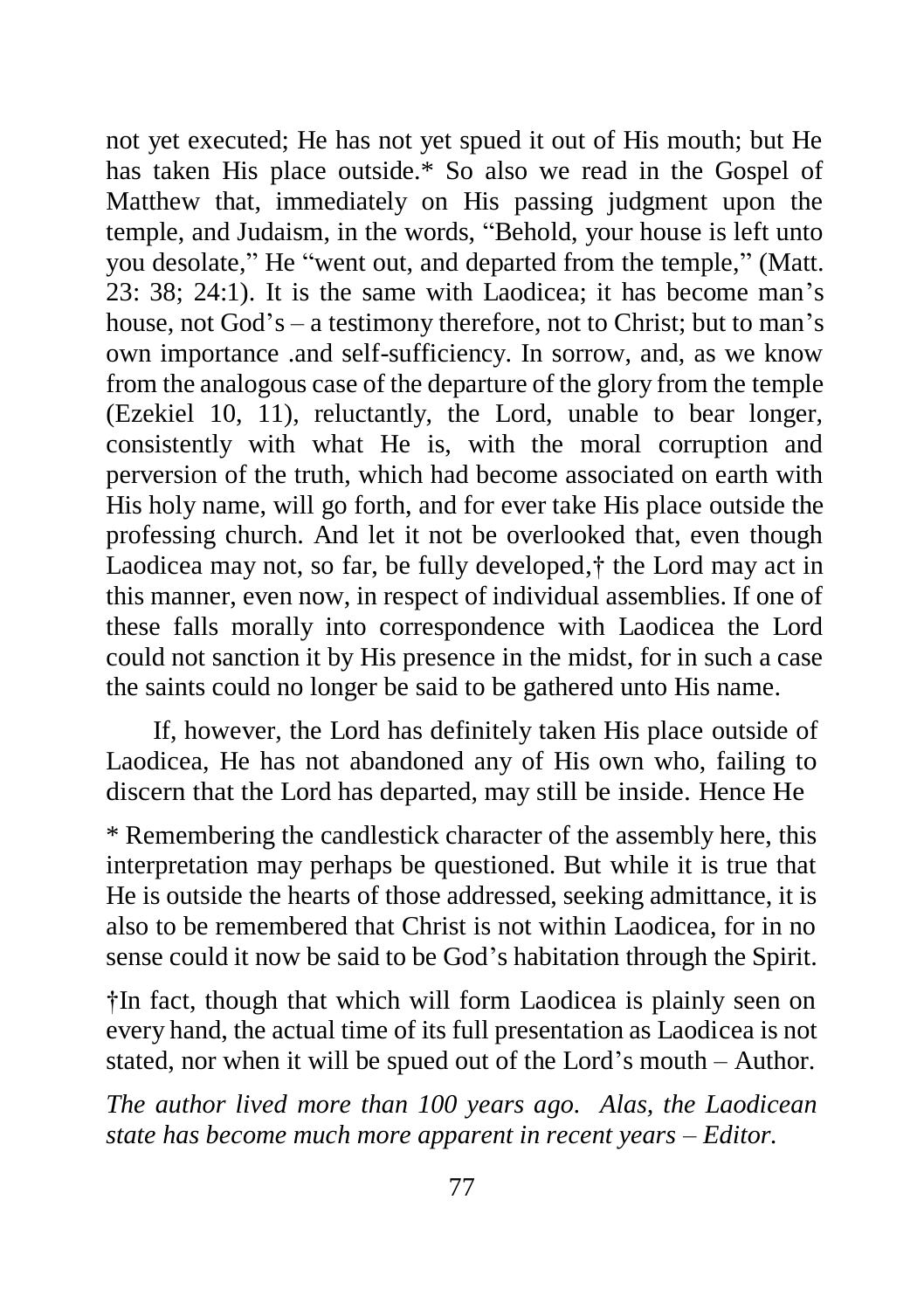not yet executed; He has not yet spued it out of His mouth; but He has taken His place outside.* So also we read in the Gospel of Matthew that, immediately on His passing judgment upon the temple, and Judaism, in the words, "Behold, your house is left unto you desolate," He "went out, and departed from the temple," (Matt. 23: 38; 24:1). It is the same with Laodicea; it has become man's house, not God's – a testimony therefore, not to Christ; but to man's own importance .and self-sufficiency. In sorrow, and, as we know from the analogous case of the departure of the glory from the temple (Ezekiel 10, 11), reluctantly, the Lord, unable to bear longer, consistently with what He is, with the moral corruption and perversion of the truth, which had become associated on earth with His holy name, will go forth, and for ever take His place outside the professing church. And let it not be overlooked that, even though Laodicea may not, so far, be fully developed,† the Lord may act in this manner, even now, in respect of individual assemblies. If one of these falls morally into correspondence with Laodicea the Lord could not sanction it by His presence in the midst, for in such a case the saints could no longer be said to be gathered unto His name.

If, however, the Lord has definitely taken His place outside of Laodicea, He has not abandoned any of His own who, failing to discern that the Lord has departed, may still be inside. Hence He

\* Remembering the candlestick character of the assembly here, this interpretation may perhaps be questioned. But while it is true that He is outside the hearts of those addressed, seeking admittance, it is also to be remembered that Christ is not within Laodicea, for in no sense could it now be said to be God's habitation through the Spirit.

†In fact, though that which will form Laodicea is plainly seen on every hand, the actual time of its full presentation as Laodicea is not stated, nor when it will be spued out of the Lord's mouth – Author.

*The author lived more than 100 years ago. Alas, the Laodicean state has become much more apparent in recent years – Editor.*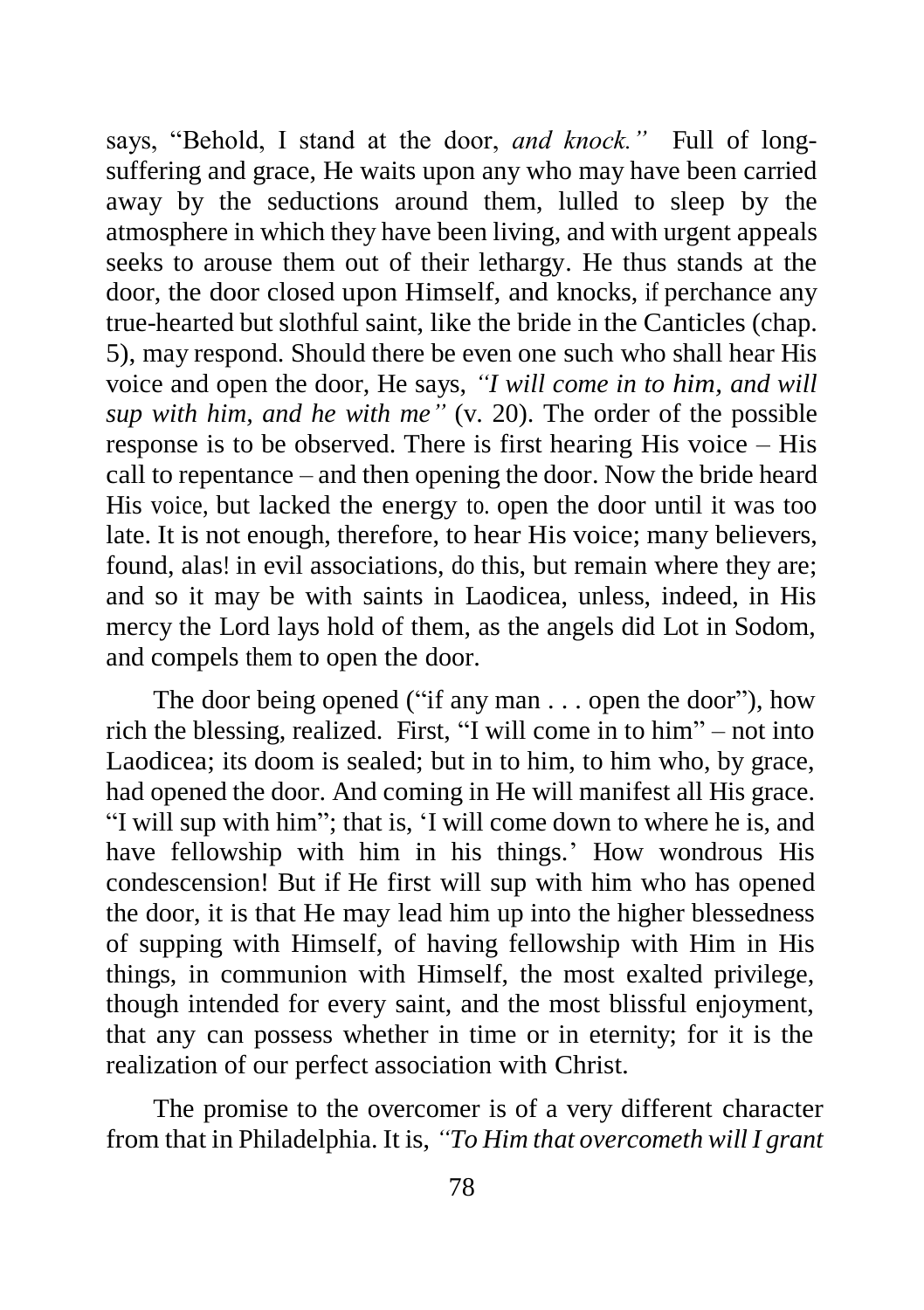says, "Behold, I stand at the door, *and knock."* Full of long-suffering and grace, He waits upon any who may have been carried away by the seductions around them, lulled to sleep by the atmosphere in which they have been living, and with urgent appeals seeks to arouse them out of their lethargy. He thus stands at the door, the door closed upon Himself, and knocks, if perchance any true-hearted but slothful saint, like the bride in the Canticles (chap. 5), may respond. Should there be even one such who shall hear His voice and open the door, He says, *"I will come in to him, and will sup with him, and he with me"* (v. 20). The order of the possible response is to be observed. There is first hearing His voice – His call to repentance – and then opening the door. Now the bride heard His voice, but lacked the energy to. open the door until it was too late. It is not enough, therefore, to hear His voice; many believers, found, alas! in evil associations, do this, but remain where they are; and so it may be with saints in Laodicea, unless, indeed, in His mercy the Lord lays hold of them, as the angels did Lot in Sodom, and compels them to open the door.

The door being opened ("if any man . . . open the door"), how rich the blessing, realized. First, "I will come in to him" – not into Laodicea; its doom is sealed; but in to him, to him who, by grace, had opened the door. And coming in He will manifest all His grace. "I will sup with him"; that is, 'I will come down to where he is, and have fellowship with him in his things.' How wondrous His condescension! But if He first will sup with him who has opened the door, it is that He may lead him up into the higher blessedness of supping with Himself, of having fellowship with Him in His things, in communion with Himself, the most exalted privilege, though intended for every saint, and the most blissful enjoyment, that any can possess whether in time or in eternity; for it is the realization of our perfect association with Christ.

The promise to the overcomer is of a very different character from that in Philadelphia. It is, *"To Him that overcometh will I grant*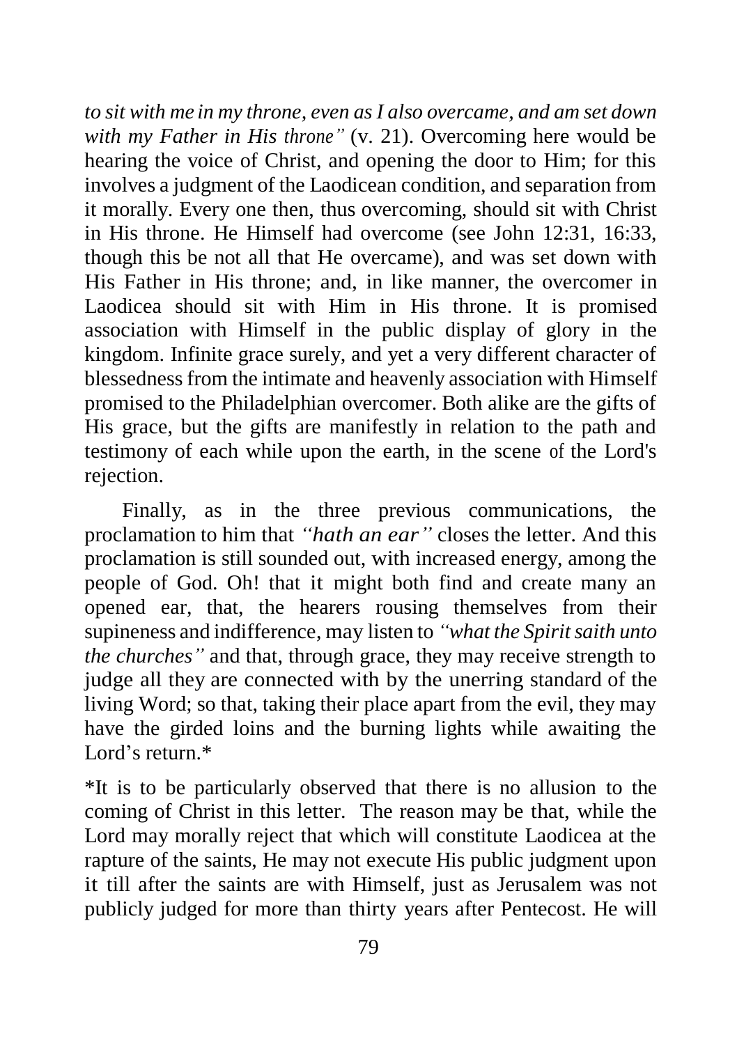*to sit with me in my throne, even as I also overcame, and am set down with my Father in His throne"* (v. 21). Overcoming here would be hearing the voice of Christ, and opening the door to Him; for this involves a judgment of the Laodicean condition, and separation from it morally. Every one then, thus overcoming, should sit with Christ in His throne. He Himself had overcome (see John 12:31, 16:33, though this be not all that He overcame), and was set down with His Father in His throne; and, in like manner, the overcomer in Laodicea should sit with Him in His throne. It is promised association with Himself in the public display of glory in the kingdom. Infinite grace surely, and yet a very different character of blessedness from the intimate and heavenly association with Himself promised to the Philadelphian overcomer. Both alike are the gifts of His grace, but the gifts are manifestly in relation to the path and testimony of each while upon the earth, in the scene of the Lord's rejection.

Finally, as in the three previous communications, the proclamation to him that *"hath an ear"* closes the letter. And this proclamation is still sounded out, with increased energy, among the people of God. Oh! that it might both find and create many an opened ear, that, the hearers rousing themselves from their supineness and indifference, may listen to *"what the Spirit saith unto the churches"* and that, through grace, they may receive strength to judge all they are connected with by the unerring standard of the living Word; so that, taking their place apart from the evil, they may have the girded loins and the burning lights while awaiting the Lord's return.*

*It is to be particularly observed that there is no allusion to the coming of Christ in this letter. The reason may be that, while the Lord may morally reject that which will constitute Laodicea at the rapture of the saints, He may not execute His public judgment upon it till after the saints are with Himself, just as Jerusalem was not publicly judged for more than thirty years after Pentecost. He will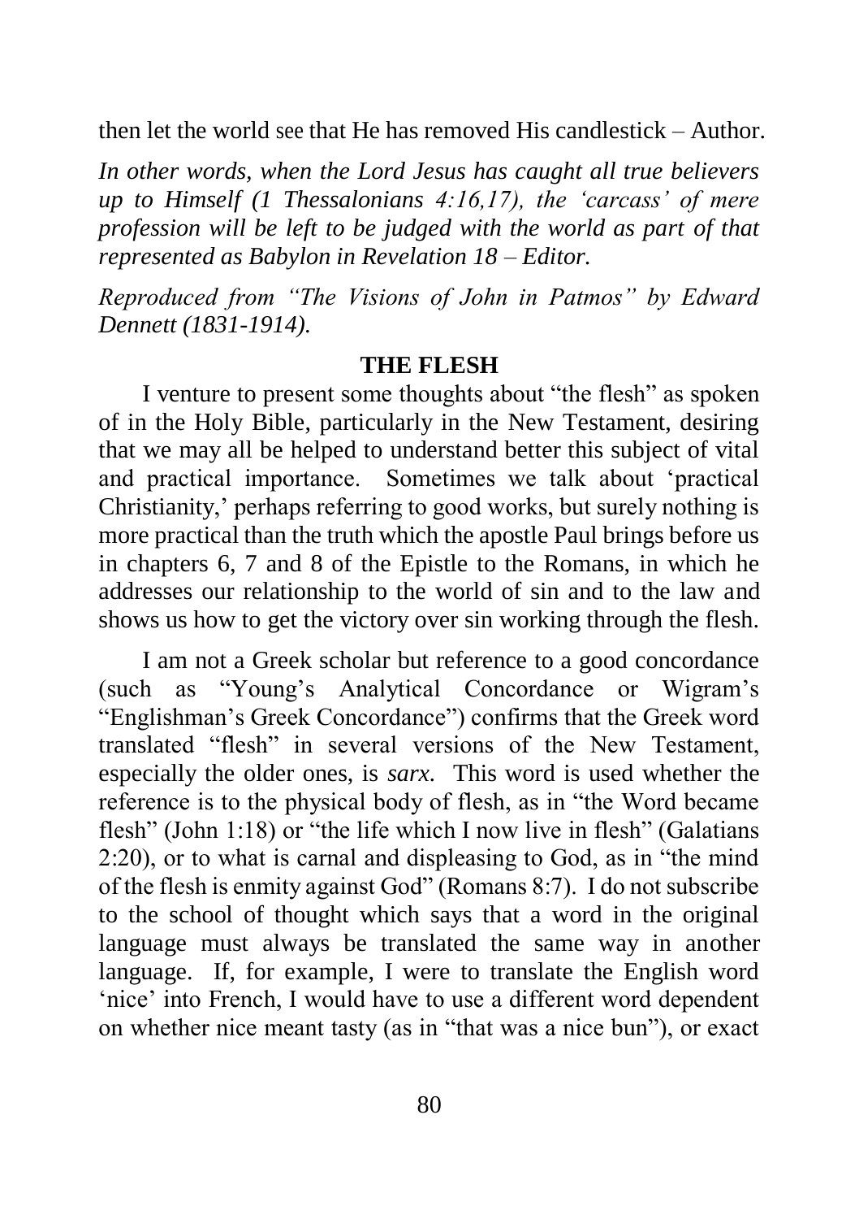then let the world see that He has removed His candlestick – Author.

*In other words, when the Lord Jesus has caught all true believers up to Himself (1 Thessalonians 4:16,17), the 'carcass' of mere profession will be left to be judged with the world as part of that represented as Babylon in Revelation 18 – Editor.*

*Reproduced from "The Visions of John in Patmos" by Edward Dennett (1831-1914).*

## THE FLESH

I venture to present some thoughts about "the flesh" as spoken of in the Holy Bible, particularly in the New Testament, desiring that we may all be helped to understand better this subject of vital and practical importance. Sometimes we talk about 'practical Christianity,' perhaps referring to good works, but surely nothing is more practical than the truth which the apostle Paul brings before us in chapters 6, 7 and 8 of the Epistle to the Romans, in which he addresses our relationship to the world of sin and to the law and shows us how to get the victory over sin working through the flesh.

I am not a Greek scholar but reference to a good concordance (such as "Young's Analytical Concordance or Wigram's "Englishman's Greek Concordance") confirms that the Greek word translated "flesh" in several versions of the New Testament, especially the older ones, is *sarx*. This word is used whether the reference is to the physical body of flesh, as in "the Word became flesh" (John 1:18) or "the life which I now live in flesh" (Galatians 2:20), or to what is carnal and displeasing to God, as in "the mind of the flesh is enmity against God" (Romans 8:7). I do not subscribe to the school of thought which says that a word in the original language must always be translated the same way in another language. If, for example, I were to translate the English word 'nice' into French, I would have to use a different word dependent on whether nice meant tasty (as in "that was a nice bun"), or exact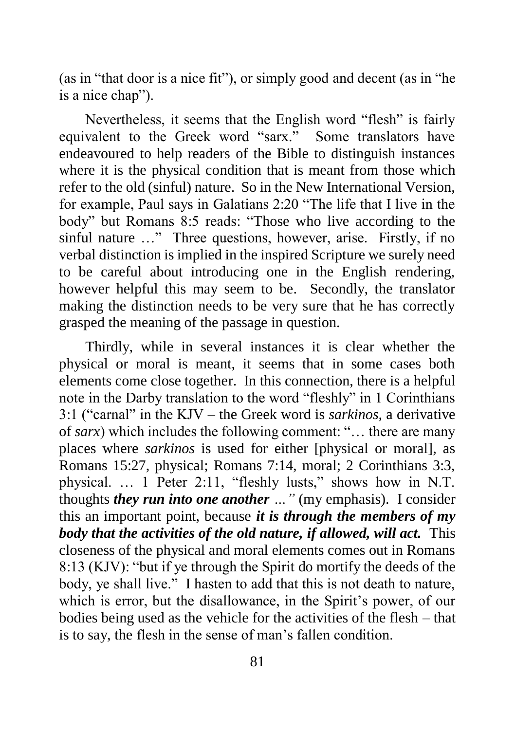(as in "that door is a nice fit"), or simply good and decent (as in "he is a nice chap").

Nevertheless, it seems that the English word "flesh" is fairly equivalent to the Greek word "sarx." Some translators have endeavoured to help readers of the Bible to distinguish instances where it is the physical condition that is meant from those which refer to the old (sinful) nature. So in the New International Version, for example, Paul says in Galatians 2:20 "The life that I live in the body" but Romans 8:5 reads: "Those who live according to the sinful nature …" Three questions, however, arise. Firstly, if no verbal distinction is implied in the inspired Scripture we surely need to be careful about introducing one in the English rendering, however helpful this may seem to be. Secondly, the translator making the distinction needs to be very sure that he has correctly grasped the meaning of the passage in question.

Thirdly, while in several instances it is clear whether the physical or moral is meant, it seems that in some cases both elements come close together. In this connection, there is a helpful note in the Darby translation to the word "fleshly" in 1 Corinthians 3:1 ("carnal" in the KJV – the Greek word is *sarkinos,* a derivative of *sarx*) which includes the following comment: "… there are many places where *sarkinos* is used for either [physical or moral], as Romans 15:27, physical; Romans 7:14, moral; 2 Corinthians 3:3, physical. … 1 Peter 2:11, "fleshly lusts," shows how in N.T. thoughts ***they run into one another** ..."* (my emphasis). I consider this an important point, because ***it is through the members of my body that the activities of the old nature, if allowed, will act.*** This closeness of the physical and moral elements comes out in Romans 8:13 (KJV): "but if ye through the Spirit do mortify the deeds of the body, ye shall live." I hasten to add that this is not death to nature, which is error, but the disallowance, in the Spirit's power, of our bodies being used as the vehicle for the activities of the flesh – that is to say, the flesh in the sense of man's fallen condition.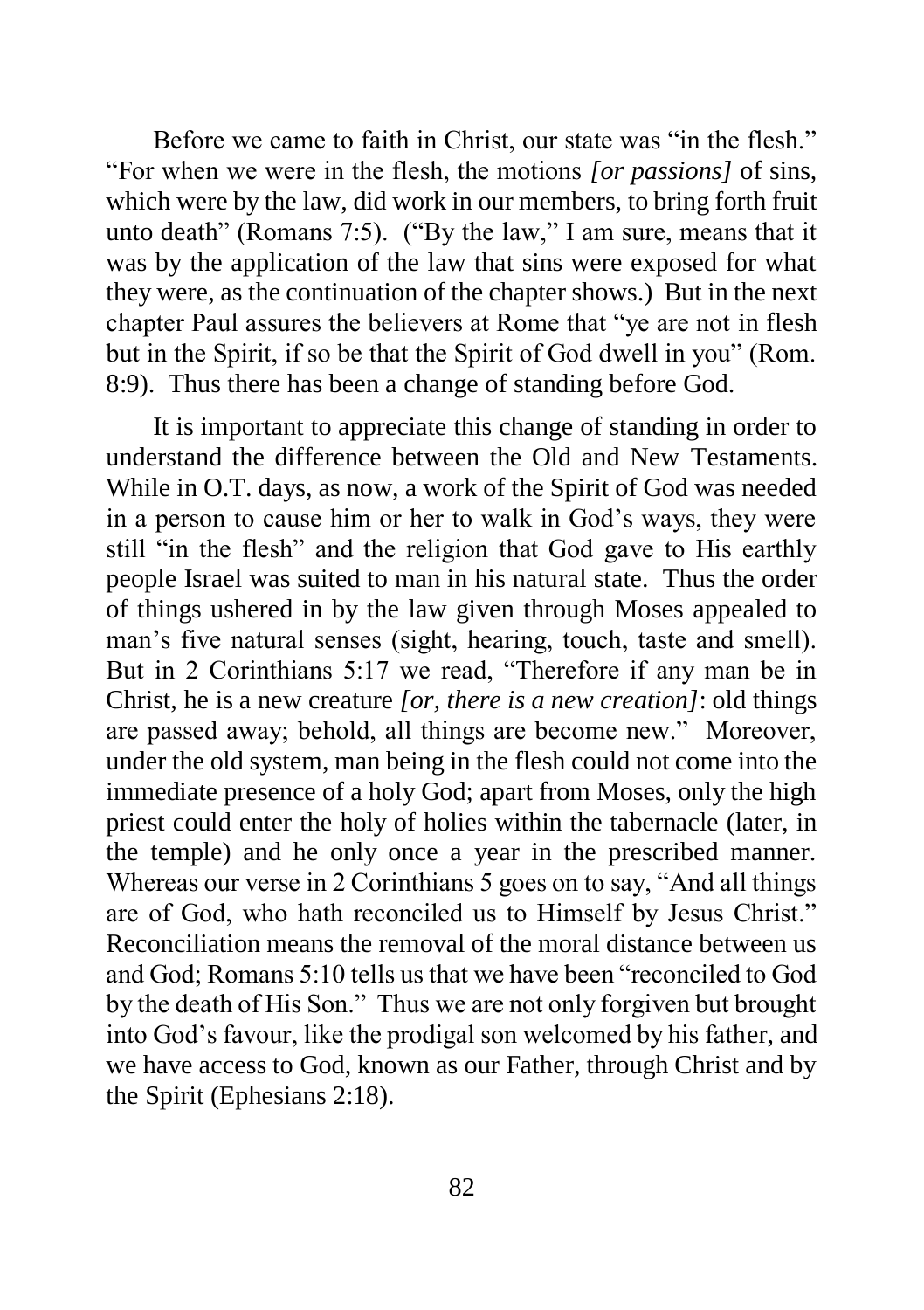Before we came to faith in Christ, our state was "in the flesh." "For when we were in the flesh, the motions *[or passions]* of sins, which were by the law, did work in our members, to bring forth fruit unto death" (Romans 7:5). ("By the law," I am sure, means that it was by the application of the law that sins were exposed for what they were, as the continuation of the chapter shows.) But in the next chapter Paul assures the believers at Rome that "ye are not in flesh but in the Spirit, if so be that the Spirit of God dwell in you" (Rom. 8:9). Thus there has been a change of standing before God.

It is important to appreciate this change of standing in order to understand the difference between the Old and New Testaments. While in O.T. days, as now, a work of the Spirit of God was needed in a person to cause him or her to walk in God's ways, they were still "in the flesh" and the religion that God gave to His earthly people Israel was suited to man in his natural state. Thus the order of things ushered in by the law given through Moses appealed to man's five natural senses (sight, hearing, touch, taste and smell). But in 2 Corinthians 5:17 we read, "Therefore if any man be in Christ, he is a new creature *[or, there is a new creation]*: old things are passed away; behold, all things are become new." Moreover, under the old system, man being in the flesh could not come into the immediate presence of a holy God; apart from Moses, only the high priest could enter the holy of holies within the tabernacle (later, in the temple) and he only once a year in the prescribed manner. Whereas our verse in 2 Corinthians 5 goes on to say, "And all things are of God, who hath reconciled us to Himself by Jesus Christ." Reconciliation means the removal of the moral distance between us and God; Romans 5:10 tells us that we have been "reconciled to God by the death of His Son." Thus we are not only forgiven but brought into God's favour, like the prodigal son welcomed by his father, and we have access to God, known as our Father, through Christ and by the Spirit (Ephesians 2:18).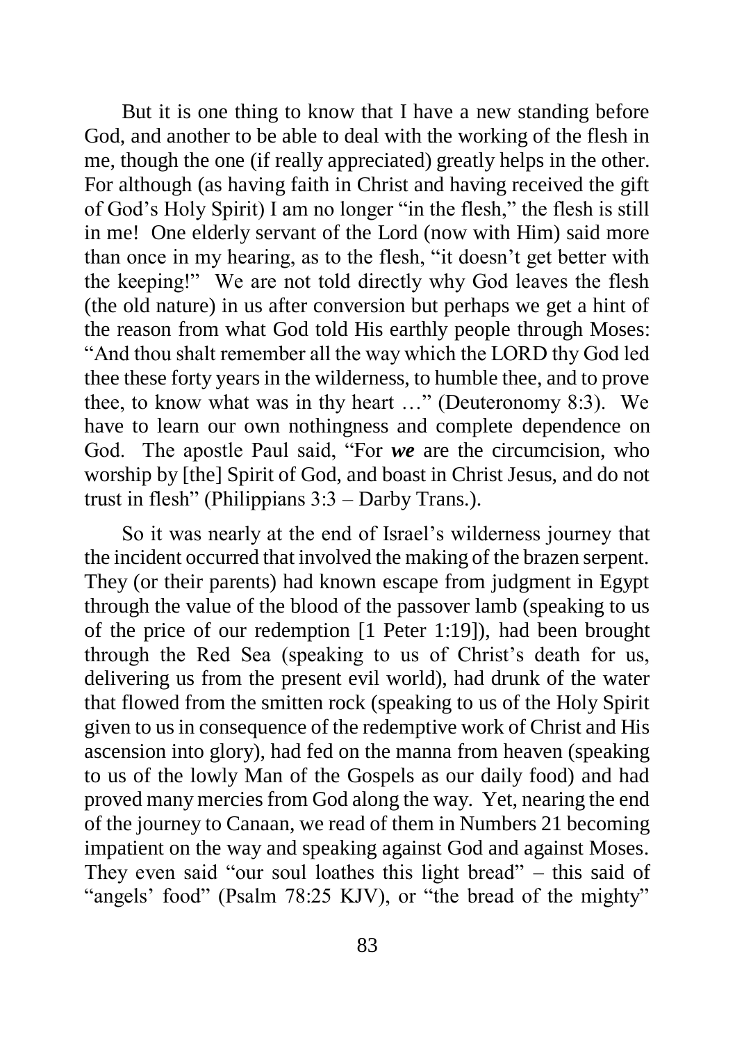But it is one thing to know that I have a new standing before God, and another to be able to deal with the working of the flesh in me, though the one (if really appreciated) greatly helps in the other. For although (as having faith in Christ and having received the gift of God's Holy Spirit) I am no longer "in the flesh," the flesh is still in me! One elderly servant of the Lord (now with Him) said more than once in my hearing, as to the flesh, "it doesn't get better with the keeping!" We are not told directly why God leaves the flesh (the old nature) in us after conversion but perhaps we get a hint of the reason from what God told His earthly people through Moses: "And thou shalt remember all the way which the LORD thy God led thee these forty years in the wilderness, to humble thee, and to prove thee, to know what was in thy heart …" (Deuteronomy 8:3). We have to learn our own nothingness and complete dependence on God. The apostle Paul said, "For ***we*** are the circumcision, who worship by [the] Spirit of God, and boast in Christ Jesus, and do not trust in flesh" (Philippians 3:3 – Darby Trans.).

So it was nearly at the end of Israel's wilderness journey that the incident occurred that involved the making of the brazen serpent. They (or their parents) had known escape from judgment in Egypt through the value of the blood of the passover lamb (speaking to us of the price of our redemption [1 Peter 1:19]), had been brought through the Red Sea (speaking to us of Christ's death for us, delivering us from the present evil world), had drunk of the water that flowed from the smitten rock (speaking to us of the Holy Spirit given to us in consequence of the redemptive work of Christ and His ascension into glory), had fed on the manna from heaven (speaking to us of the lowly Man of the Gospels as our daily food) and had proved many mercies from God along the way. Yet, nearing the end of the journey to Canaan, we read of them in Numbers 21 becoming impatient on the way and speaking against God and against Moses. They even said "our soul loathes this light bread" – this said of "angels' food" (Psalm 78:25 KJV), or "the bread of the mighty"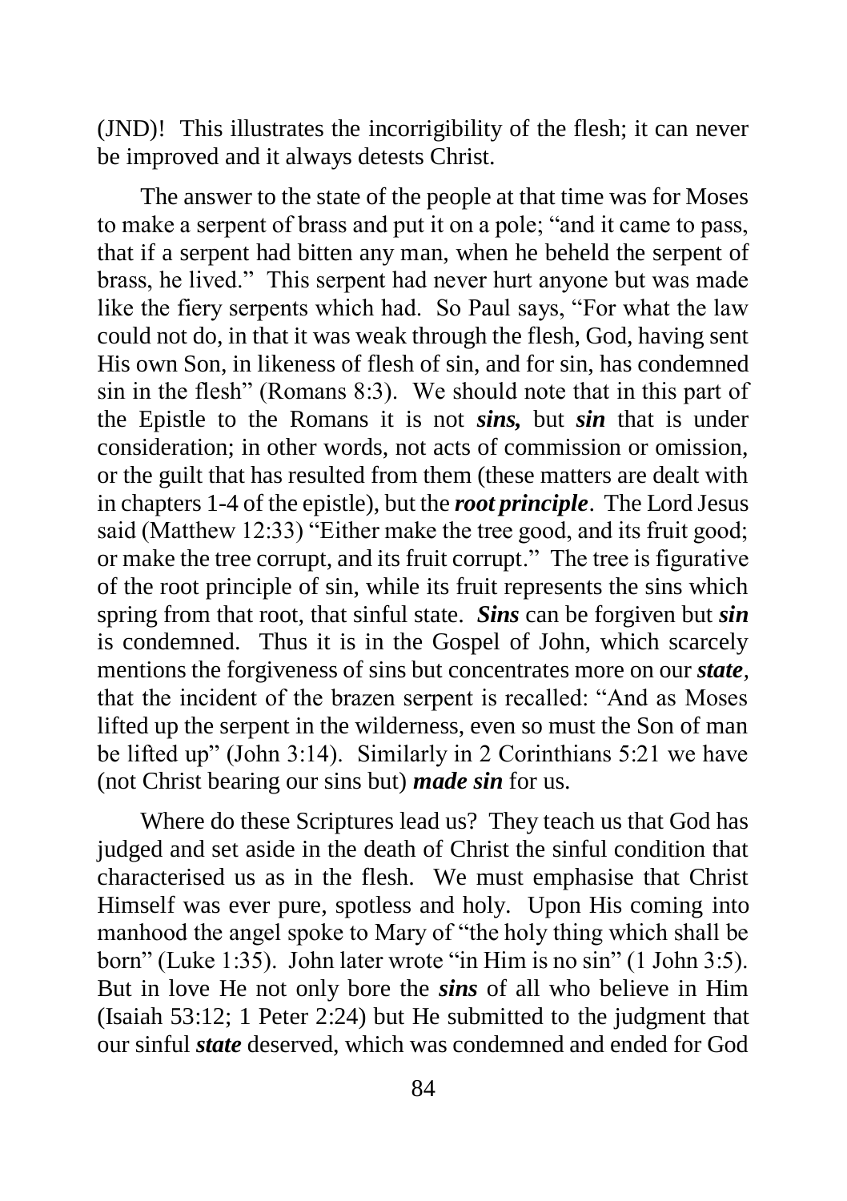(JND)! This illustrates the incorrigibility of the flesh; it can never be improved and it always detests Christ.

The answer to the state of the people at that time was for Moses to make a serpent of brass and put it on a pole; "and it came to pass, that if a serpent had bitten any man, when he beheld the serpent of brass, he lived." This serpent had never hurt anyone but was made like the fiery serpents which had. So Paul says, "For what the law could not do, in that it was weak through the flesh, God, having sent His own Son, in likeness of flesh of sin, and for sin, has condemned sin in the flesh" (Romans 8:3). We should note that in this part of the Epistle to the Romans it is not ***sins,*** but ***sin*** that is under consideration; in other words, not acts of commission or omission, or the guilt that has resulted from them (these matters are dealt with in chapters 1-4 of the epistle), but the ***root principle***. The Lord Jesus said (Matthew 12:33) "Either make the tree good, and its fruit good; or make the tree corrupt, and its fruit corrupt." The tree is figurative of the root principle of sin, while its fruit represents the sins which spring from that root, that sinful state. ***Sins*** can be forgiven but ***sin*** is condemned. Thus it is in the Gospel of John, which scarcely mentions the forgiveness of sins but concentrates more on our ***state***, that the incident of the brazen serpent is recalled: "And as Moses lifted up the serpent in the wilderness, even so must the Son of man be lifted up" (John 3:14). Similarly in 2 Corinthians 5:21 we have (not Christ bearing our sins but) ***made sin*** for us.

Where do these Scriptures lead us? They teach us that God has judged and set aside in the death of Christ the sinful condition that characterised us as in the flesh. We must emphasise that Christ Himself was ever pure, spotless and holy. Upon His coming into manhood the angel spoke to Mary of "the holy thing which shall be born" (Luke 1:35). John later wrote "in Him is no sin" (1 John 3:5). But in love He not only bore the ***sins*** of all who believe in Him (Isaiah 53:12; 1 Peter 2:24) but He submitted to the judgment that our sinful ***state*** deserved, which was condemned and ended for God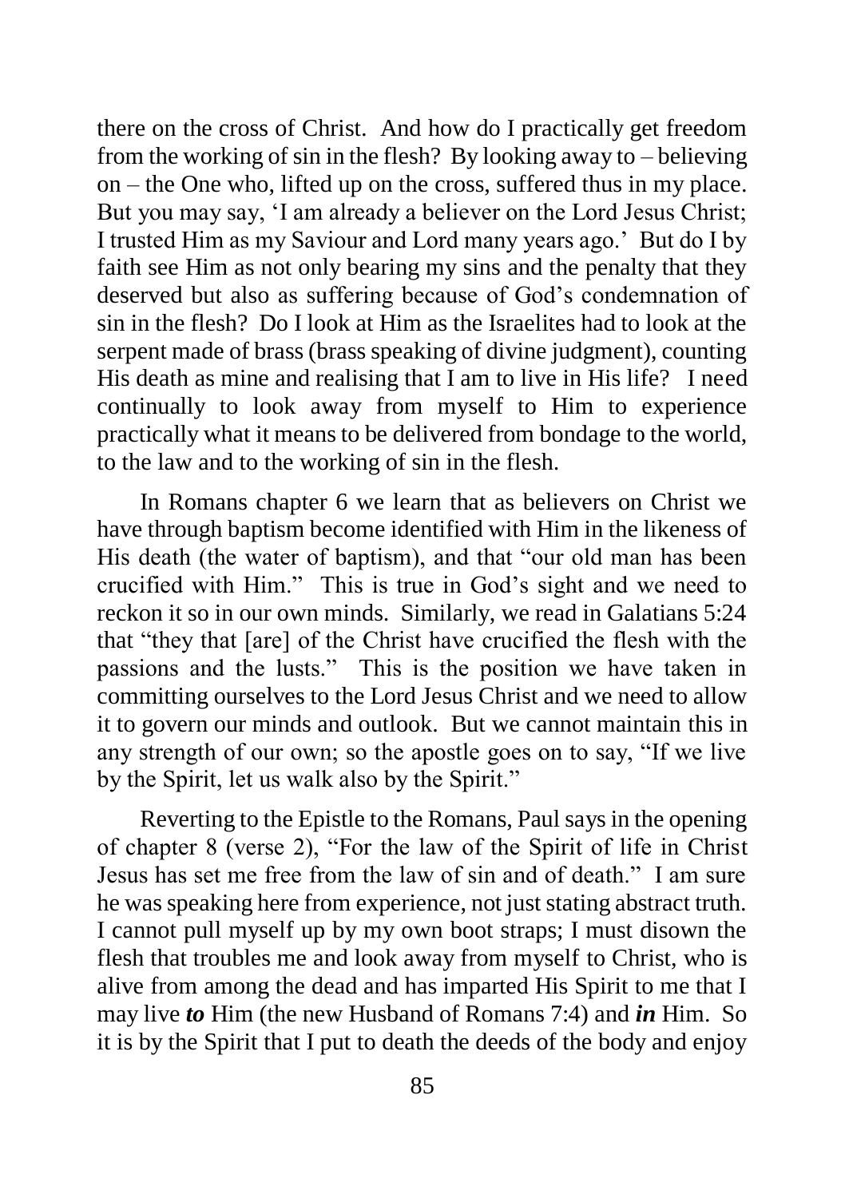there on the cross of Christ. And how do I practically get freedom from the working of sin in the flesh? By looking away to – believing on – the One who, lifted up on the cross, suffered thus in my place. But you may say, 'I am already a believer on the Lord Jesus Christ; I trusted Him as my Saviour and Lord many years ago.' But do I by faith see Him as not only bearing my sins and the penalty that they deserved but also as suffering because of God's condemnation of sin in the flesh? Do I look at Him as the Israelites had to look at the serpent made of brass (brass speaking of divine judgment), counting His death as mine and realising that I am to live in His life? I need continually to look away from myself to Him to experience practically what it means to be delivered from bondage to the world, to the law and to the working of sin in the flesh.

In Romans chapter 6 we learn that as believers on Christ we have through baptism become identified with Him in the likeness of His death (the water of baptism), and that "our old man has been crucified with Him." This is true in God's sight and we need to reckon it so in our own minds. Similarly, we read in Galatians 5:24 that "they that [are] of the Christ have crucified the flesh with the passions and the lusts." This is the position we have taken in committing ourselves to the Lord Jesus Christ and we need to allow it to govern our minds and outlook. But we cannot maintain this in any strength of our own; so the apostle goes on to say, "If we live by the Spirit, let us walk also by the Spirit."

Reverting to the Epistle to the Romans, Paul says in the opening of chapter 8 (verse 2), "For the law of the Spirit of life in Christ Jesus has set me free from the law of sin and of death." I am sure he was speaking here from experience, not just stating abstract truth. I cannot pull myself up by my own boot straps; I must disown the flesh that troubles me and look away from myself to Christ, who is alive from among the dead and has imparted His Spirit to me that I may live ***to*** Him (the new Husband of Romans 7:4) and ***in*** Him. So it is by the Spirit that I put to death the deeds of the body and enjoy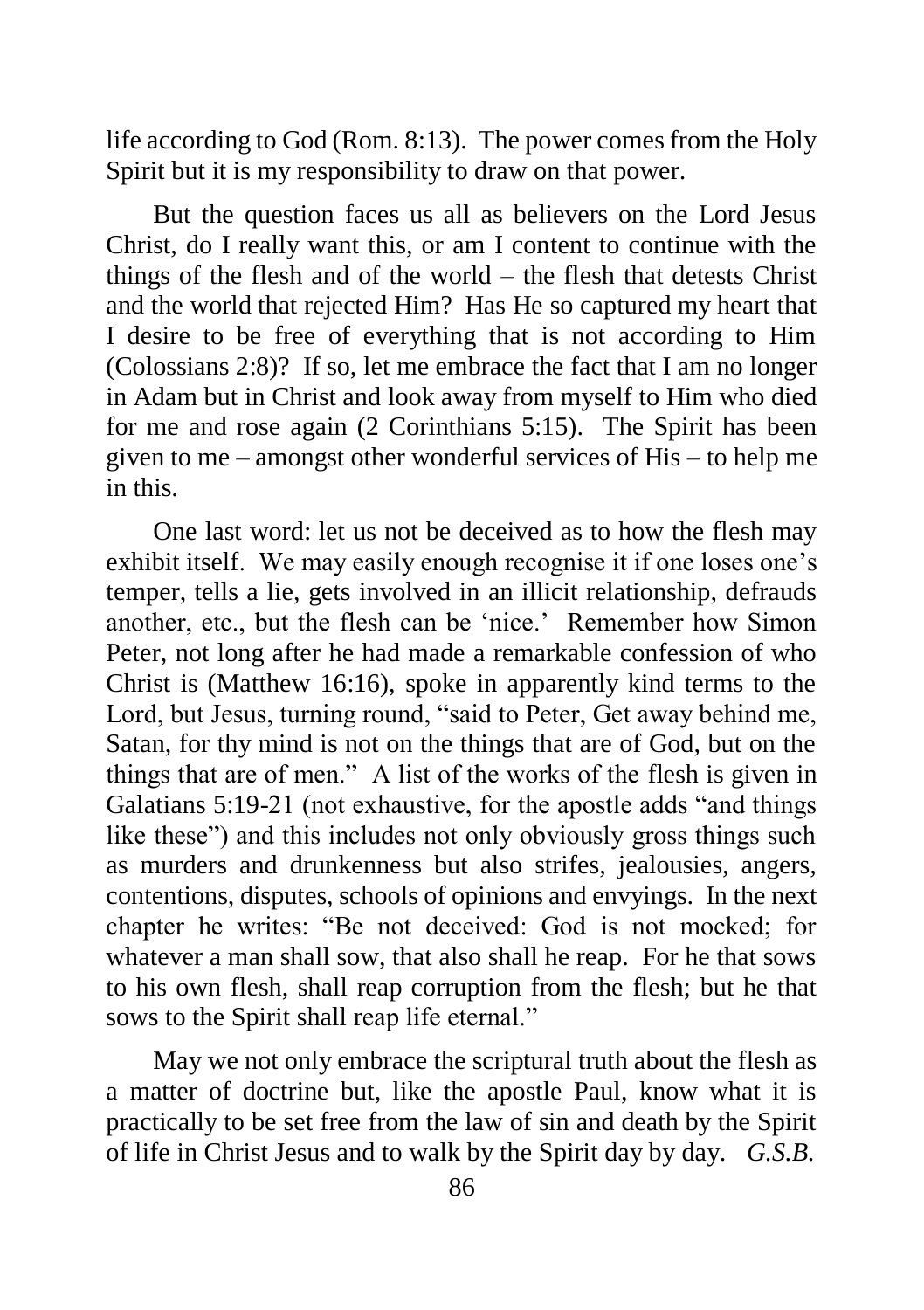life according to God (Rom. 8:13). The power comes from the Holy Spirit but it is my responsibility to draw on that power.

But the question faces us all as believers on the Lord Jesus Christ, do I really want this, or am I content to continue with the things of the flesh and of the world – the flesh that detests Christ and the world that rejected Him? Has He so captured my heart that I desire to be free of everything that is not according to Him (Colossians 2:8)? If so, let me embrace the fact that I am no longer in Adam but in Christ and look away from myself to Him who died for me and rose again (2 Corinthians 5:15). The Spirit has been given to me – amongst other wonderful services of His – to help me in this.

One last word: let us not be deceived as to how the flesh may exhibit itself. We may easily enough recognise it if one loses one's temper, tells a lie, gets involved in an illicit relationship, defrauds another, etc., but the flesh can be 'nice.' Remember how Simon Peter, not long after he had made a remarkable confession of who Christ is (Matthew 16:16), spoke in apparently kind terms to the Lord, but Jesus, turning round, "said to Peter, Get away behind me, Satan, for thy mind is not on the things that are of God, but on the things that are of men." A list of the works of the flesh is given in Galatians 5:19-21 (not exhaustive, for the apostle adds "and things like these") and this includes not only obviously gross things such as murders and drunkenness but also strifes, jealousies, angers, contentions, disputes, schools of opinions and envyings. In the next chapter he writes: "Be not deceived: God is not mocked; for whatever a man shall sow, that also shall he reap. For he that sows to his own flesh, shall reap corruption from the flesh; but he that sows to the Spirit shall reap life eternal."

May we not only embrace the scriptural truth about the flesh as a matter of doctrine but, like the apostle Paul, know what it is practically to be set free from the law of sin and death by the Spirit of life in Christ Jesus and to walk by the Spirit day by day. *G.S.B.*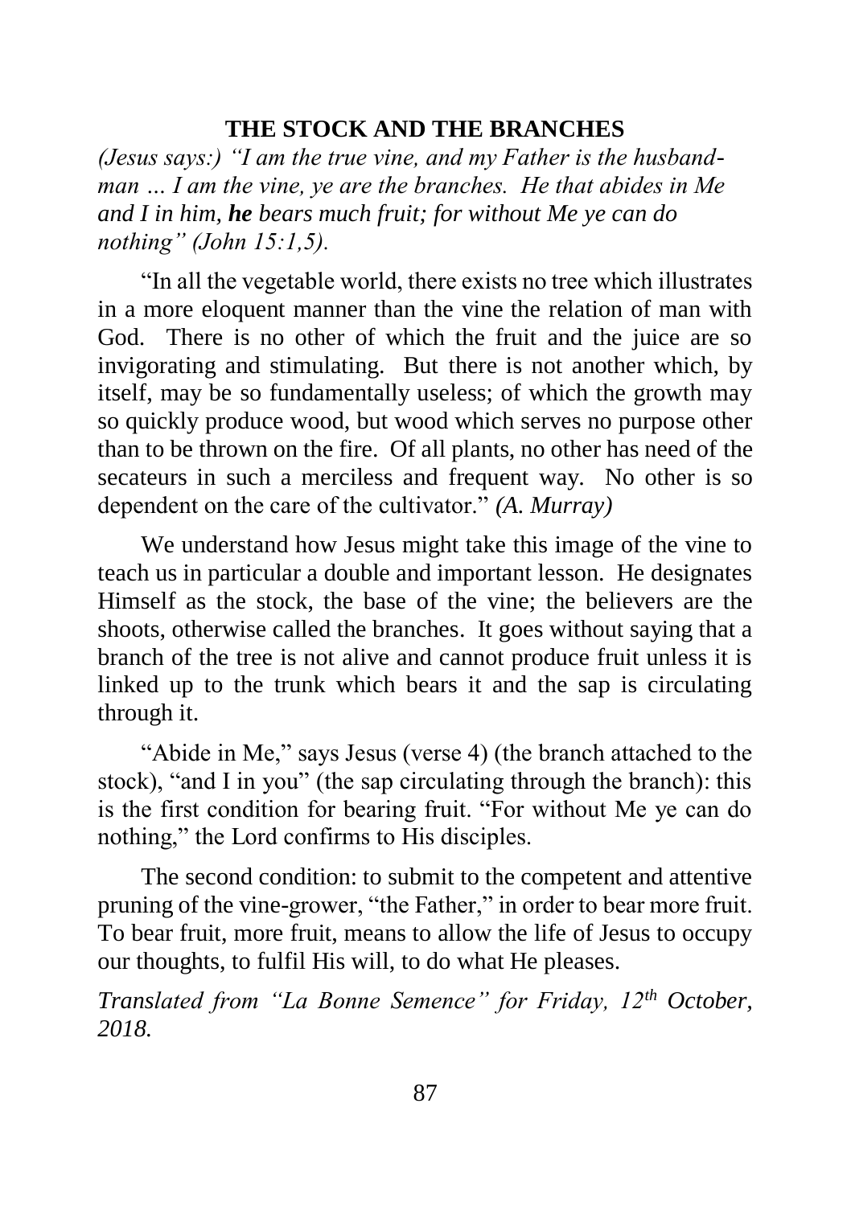## THE STOCK AND THE BRANCHES

*(Jesus says:) "I am the true vine, and my Father is the husbandman … I am the vine, ye are the branches. He that abides in Me and I in him, **he** bears much fruit; for without Me ye can do nothing" (John 15:1,5).*

"In all the vegetable world, there exists no tree which illustrates in a more eloquent manner than the vine the relation of man with God. There is no other of which the fruit and the juice are so invigorating and stimulating. But there is not another which, by itself, may be so fundamentally useless; of which the growth may so quickly produce wood, but wood which serves no purpose other than to be thrown on the fire. Of all plants, no other has need of the secateurs in such a merciless and frequent way. No other is so dependent on the care of the cultivator." *(A. Murray)*

We understand how Jesus might take this image of the vine to teach us in particular a double and important lesson. He designates Himself as the stock, the base of the vine; the believers are the shoots, otherwise called the branches. It goes without saying that a branch of the tree is not alive and cannot produce fruit unless it is linked up to the trunk which bears it and the sap is circulating through it.

"Abide in Me," says Jesus (verse 4) (the branch attached to the stock), "and I in you" (the sap circulating through the branch): this is the first condition for bearing fruit. "For without Me ye can do nothing," the Lord confirms to His disciples.

The second condition: to submit to the competent and attentive pruning of the vine-grower, "the Father," in order to bear more fruit. To bear fruit, more fruit, means to allow the life of Jesus to occupy our thoughts, to fulfil His will, to do what He pleases.

*Translated from "La Bonne Semence" for Friday, 12th October, 2018.*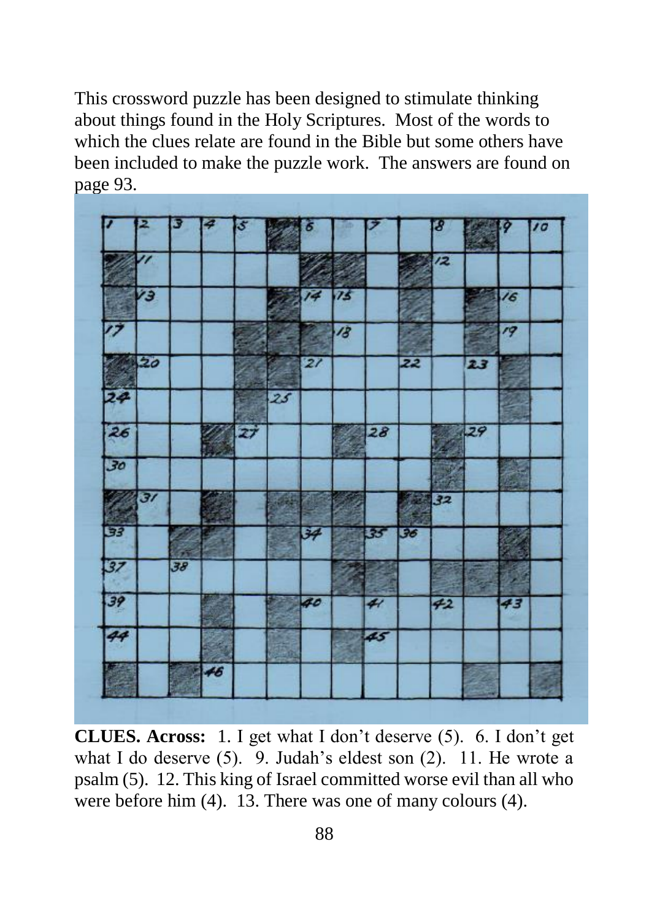This crossword puzzle has been designed to stimulate thinking about things found in the Holy Scriptures. Most of the words to which the clues relate are found in the Bible but some others have been included to make the puzzle work. The answers are found on page 93.

**CLUES. Across:** 1. I get what I don't deserve (5). 6. I don't get what I do deserve (5). 9. Judah's eldest son (2). 11. He wrote a psalm (5). 12. This king of Israel committed worse evil than all who were before him (4). 13. There was one of many colours (4).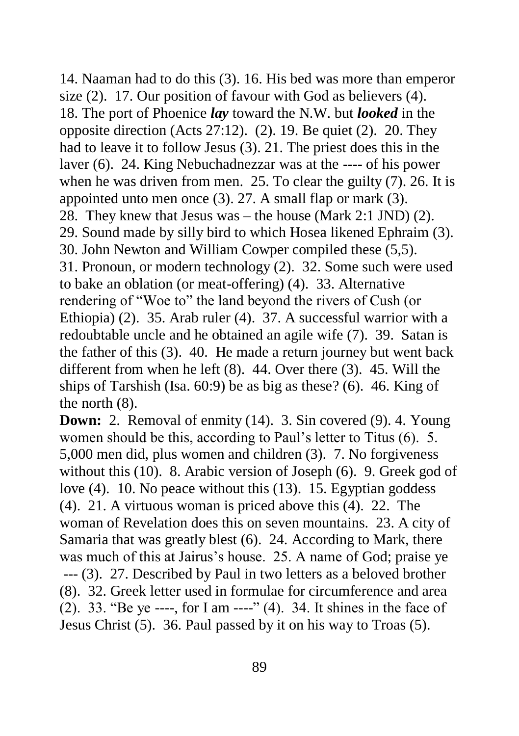14. Naaman had to do this (3). 16. His bed was more than emperor size (2). 17. Our position of favour with God as believers (4). 18. The port of Phoenice ***lay*** toward the N.W. but ***looked*** in the opposite direction (Acts 27:12). (2). 19. Be quiet (2). 20. They had to leave it to follow Jesus (3). 21. The priest does this in the laver (6). 24. King Nebuchadnezzar was at the ---- of his power when he was driven from men. 25. To clear the guilty (7). 26. It is appointed unto men once (3). 27. A small flap or mark (3). 28. They knew that Jesus was – the house (Mark 2:1 JND) (2). 29. Sound made by silly bird to which Hosea likened Ephraim (3). 30. John Newton and William Cowper compiled these (5,5). 31. Pronoun, or modern technology (2). 32. Some such were used to bake an oblation (or meat-offering) (4). 33. Alternative rendering of "Woe to" the land beyond the rivers of Cush (or Ethiopia) (2). 35. Arab ruler (4). 37. A successful warrior with a redoubtable uncle and he obtained an agile wife (7). 39. Satan is the father of this (3). 40. He made a return journey but went back different from when he left (8). 44. Over there (3). 45. Will the ships of Tarshish (Isa. 60:9) be as big as these? (6). 46. King of the north (8).

**Down:** 2. Removal of enmity (14). 3. Sin covered (9). 4. Young women should be this, according to Paul's letter to Titus (6). 5. 5,000 men did, plus women and children (3). 7. No forgiveness without this (10). 8. Arabic version of Joseph (6). 9. Greek god of love (4). 10. No peace without this (13). 15. Egyptian goddess (4). 21. A virtuous woman is priced above this (4). 22. The woman of Revelation does this on seven mountains. 23. A city of Samaria that was greatly blest (6). 24. According to Mark, there was much of this at Jairus's house. 25. A name of God; praise ye --- (3). 27. Described by Paul in two letters as a beloved brother (8). 32. Greek letter used in formulae for circumference and area (2). 33. "Be ye ----, for I am ----" (4). 34. It shines in the face of Jesus Christ (5). 36. Paul passed by it on his way to Troas (5).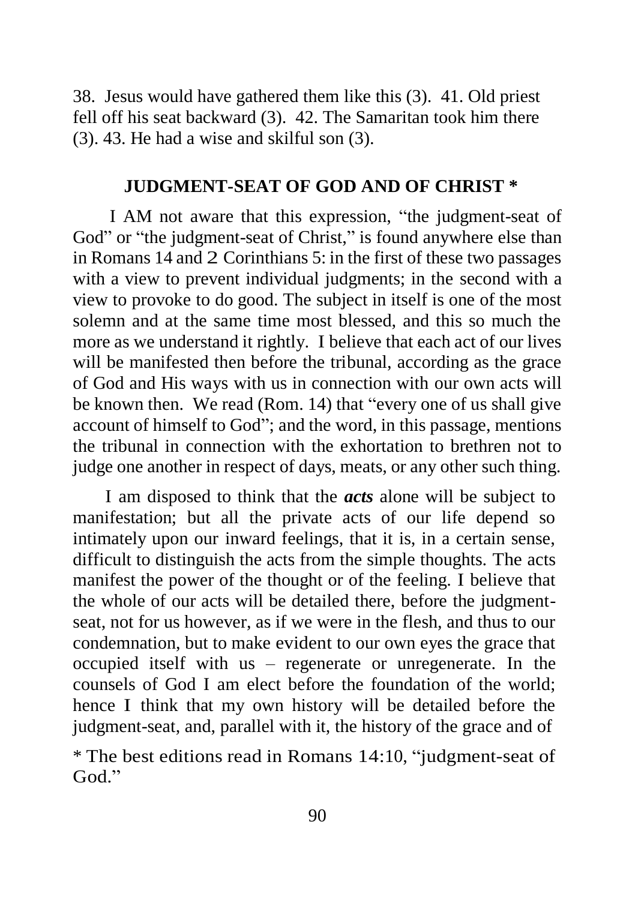38. Jesus would have gathered them like this (3). 41. Old priest fell off his seat backward (3). 42. The Samaritan took him there (3). 43. He had a wise and skilful son (3).

## JUDGMENT-SEAT OF GOD AND OF CHRIST *

I AM not aware that this expression, "the judgment-seat of God" or "the judgment-seat of Christ," is found anywhere else than in Romans 14 and 2 Corinthians 5: in the first of these two passages with a view to prevent individual judgments; in the second with a view to provoke to do good. The subject in itself is one of the most solemn and at the same time most blessed, and this so much the more as we understand it rightly. I believe that each act of our lives will be manifested then before the tribunal, according as the grace of God and His ways with us in connection with our own acts will be known then. We read (Rom. 14) that "every one of us shall give account of himself to God"; and the word, in this passage, mentions the tribunal in connection with the exhortation to brethren not to judge one another in respect of days, meats, or any other such thing.

I am disposed to think that the ***acts*** alone will be subject to manifestation; but all the private acts of our life depend so intimately upon our inward feelings, that it is, in a certain sense, difficult to distinguish the acts from the simple thoughts. The acts manifest the power of the thought or of the feeling. I believe that the whole of our acts will be detailed there, before the judgment-seat, not for us however, as if we were in the flesh, and thus to our condemnation, but to make evident to our own eyes the grace that occupied itself with us – regenerate or unregenerate. In the counsels of God I am elect before the foundation of the world; hence I think that my own history will be detailed before the judgment-seat, and, parallel with it, the history of the grace and of

* The best editions read in Romans 14:10, "judgment-seat of God."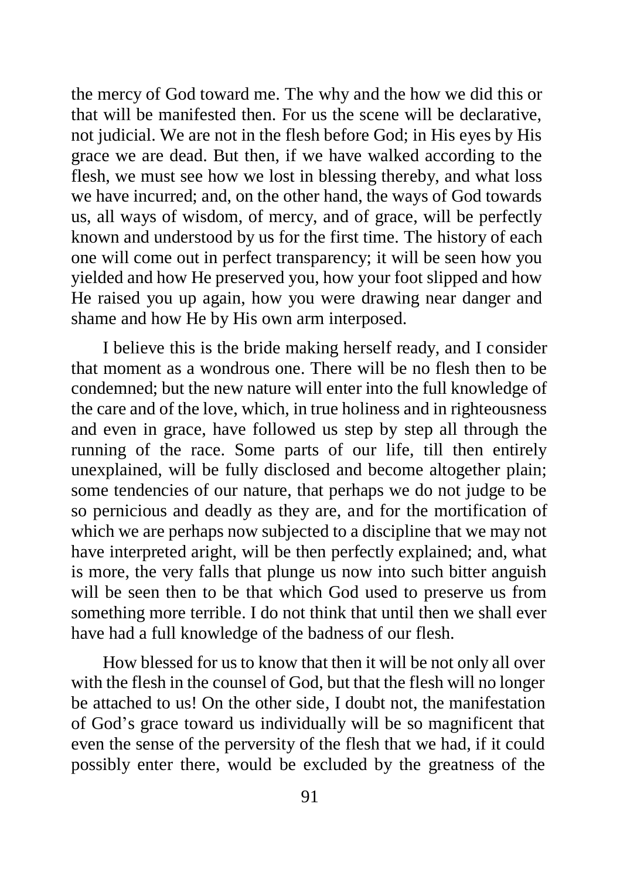the mercy of God toward me. The why and the how we did this or that will be manifested then. For us the scene will be declarative, not judicial. We are not in the flesh before God; in His eyes by His grace we are dead. But then, if we have walked according to the flesh, we must see how we lost in blessing thereby, and what loss we have incurred; and, on the other hand, the ways of God towards us, all ways of wisdom, of mercy, and of grace, will be perfectly known and understood by us for the first time. The history of each one will come out in perfect transparency; it will be seen how you yielded and how He preserved you, how your foot slipped and how He raised you up again, how you were drawing near danger and shame and how He by His own arm interposed.

I believe this is the bride making herself ready, and I consider that moment as a wondrous one. There will be no flesh then to be condemned; but the new nature will enter into the full knowledge of the care and of the love, which, in true holiness and in righteousness and even in grace, have followed us step by step all through the running of the race. Some parts of our life, till then entirely unexplained, will be fully disclosed and become altogether plain; some tendencies of our nature, that perhaps we do not judge to be so pernicious and deadly as they are, and for the mortification of which we are perhaps now subjected to a discipline that we may not have interpreted aright, will be then perfectly explained; and, what is more, the very falls that plunge us now into such bitter anguish will be seen then to be that which God used to preserve us from something more terrible. I do not think that until then we shall ever have had a full knowledge of the badness of our flesh.

How blessed for us to know that then it will be not only all over with the flesh in the counsel of God, but that the flesh will no longer be attached to us! On the other side, I doubt not, the manifestation of God's grace toward us individually will be so magnificent that even the sense of the perversity of the flesh that we had, if it could possibly enter there, would be excluded by the greatness of the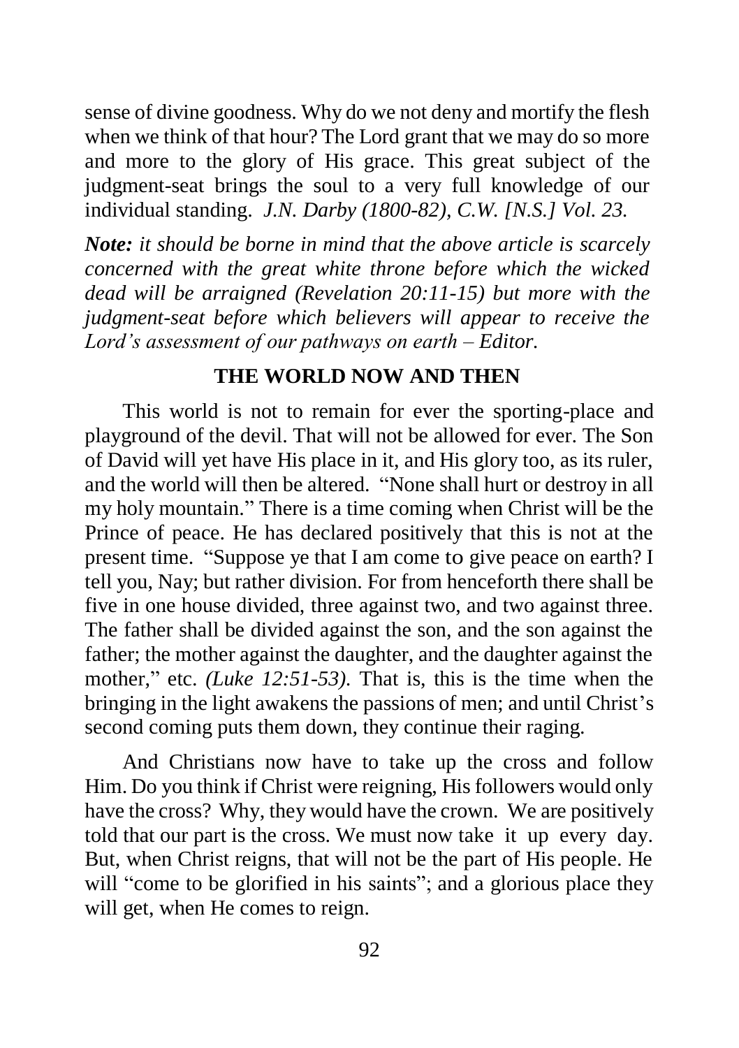sense of divine goodness. Why do we not deny and mortify the flesh when we think of that hour? The Lord grant that we may do so more and more to the glory of His grace. This great subject of the judgment-seat brings the soul to a very full knowledge of our individual standing. *J.N. Darby (1800-82), C.W. [N.S.] Vol. 23.*

***Note:*** *it should be borne in mind that the above article is scarcely concerned with the great white throne before which the wicked dead will be arraigned (Revelation 20:11-15) but more with the judgment-seat before which believers will appear to receive the Lord's assessment of our pathways on earth – Editor.*

## THE WORLD NOW AND THEN

This world is not to remain for ever the sporting-place and playground of the devil. That will not be allowed for ever. The Son of David will yet have His place in it, and His glory too, as its ruler, and the world will then be altered. "None shall hurt or destroy in all my holy mountain." There is a time coming when Christ will be the Prince of peace. He has declared positively that this is not at the present time. "Suppose ye that I am come to give peace on earth? I tell you, Nay; but rather division. For from henceforth there shall be five in one house divided, three against two, and two against three. The father shall be divided against the son, and the son against the father; the mother against the daughter, and the daughter against the mother," etc. *(Luke 12:51-53).* That is, this is the time when the bringing in the light awakens the passions of men; and until Christ's second coming puts them down, they continue their raging.

And Christians now have to take up the cross and follow Him. Do you think if Christ were reigning, His followers would only have the cross? Why, they would have the crown. We are positively told that our part is the cross. We must now take it up every day. But, when Christ reigns, that will not be the part of His people. He will "come to be glorified in his saints"; and a glorious place they will get, when He comes to reign.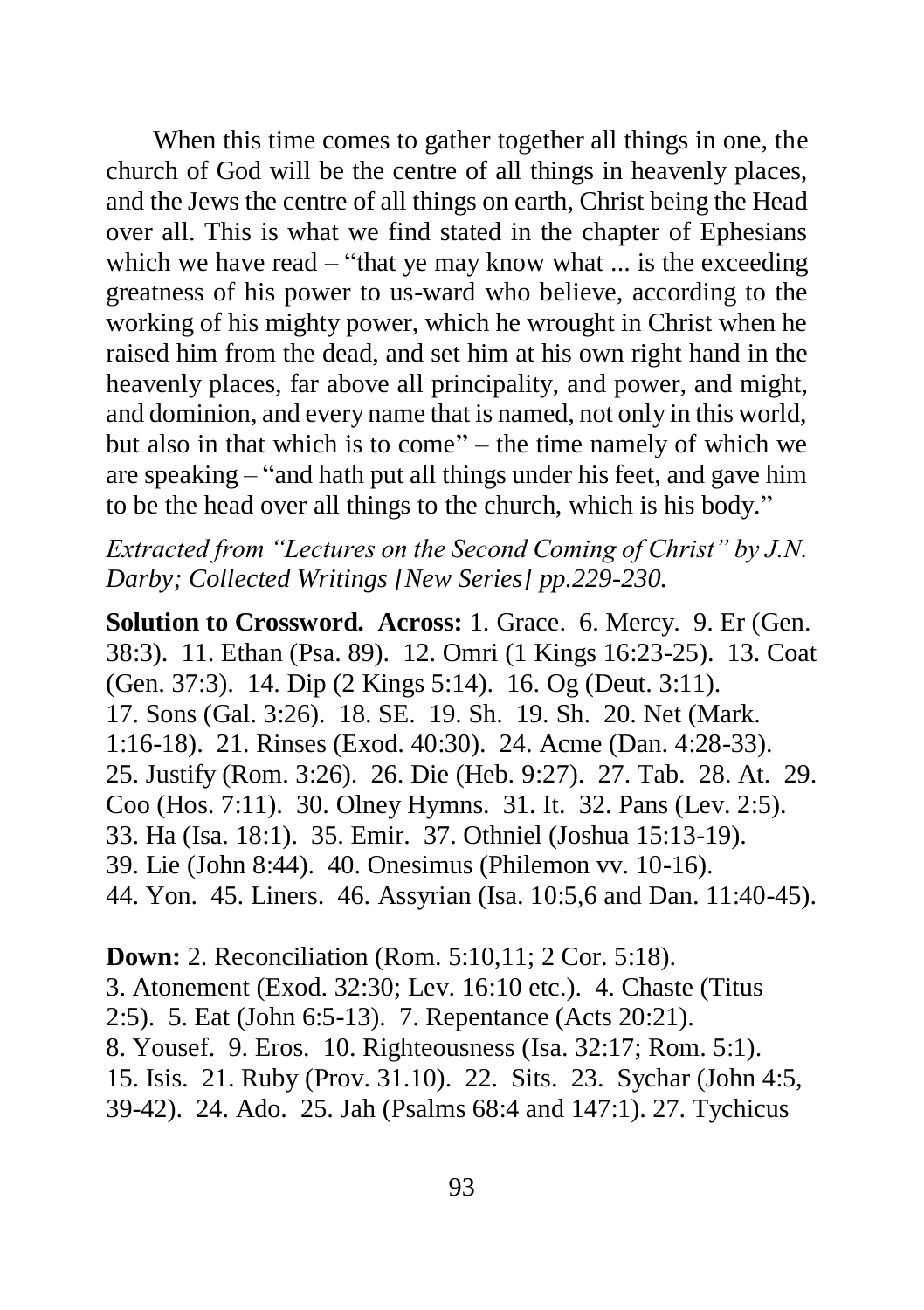When this time comes to gather together all things in one, the church of God will be the centre of all things in heavenly places, and the Jews the centre of all things on earth, Christ being the Head over all. This is what we find stated in the chapter of Ephesians which we have read – "that ye may know what ... is the exceeding greatness of his power to us-ward who believe, according to the working of his mighty power, which he wrought in Christ when he raised him from the dead, and set him at his own right hand in the heavenly places, far above all principality, and power, and might, and dominion, and every name that is named, not only in this world, but also in that which is to come" – the time namely of which we are speaking – "and hath put all things under his feet, and gave him to be the head over all things to the church, which is his body."

*Extracted from "Lectures on the Second Coming of Christ" by J.N. Darby; Collected Writings [New Series] pp.229-230.*

**Solution to Crossword. Across:** 1. Grace. 6. Mercy. 9. Er (Gen. 38:3). 11. Ethan (Psa. 89). 12. Omri (1 Kings 16:23-25). 13. Coat (Gen. 37:3). 14. Dip (2 Kings 5:14). 16. Og (Deut. 3:11). 17. Sons (Gal. 3:26). 18. SE. 19. Sh. 19. Sh. 20. Net (Mark. 1:16-18). 21. Rinses (Exod. 40:30). 24. Acme (Dan. 4:28-33). 25. Justify (Rom. 3:26). 26. Die (Heb. 9:27). 27. Tab. 28. At. 29. Coo (Hos. 7:11). 30. Olney Hymns. 31. It. 32. Pans (Lev. 2:5). 33. Ha (Isa. 18:1). 35. Emir. 37. Othniel (Joshua 15:13-19). 39. Lie (John 8:44). 40. Onesimus (Philemon vv. 10-16). 44. Yon. 45. Liners. 46. Assyrian (Isa. 10:5,6 and Dan. 11:40-45).

**Down:** 2. Reconciliation (Rom. 5:10,11; 2 Cor. 5:18). 3. Atonement (Exod. 32:30; Lev. 16:10 etc.). 4. Chaste (Titus 2:5). 5. Eat (John 6:5-13). 7. Repentance (Acts 20:21). 8. Yousef. 9. Eros. 10. Righteousness (Isa. 32:17; Rom. 5:1). 15. Isis. 21. Ruby (Prov. 31.10). 22. Sits. 23. Sychar (John 4:5, 39-42). 24. Ado. 25. Jah (Psalms 68:4 and 147:1). 27. Tychicus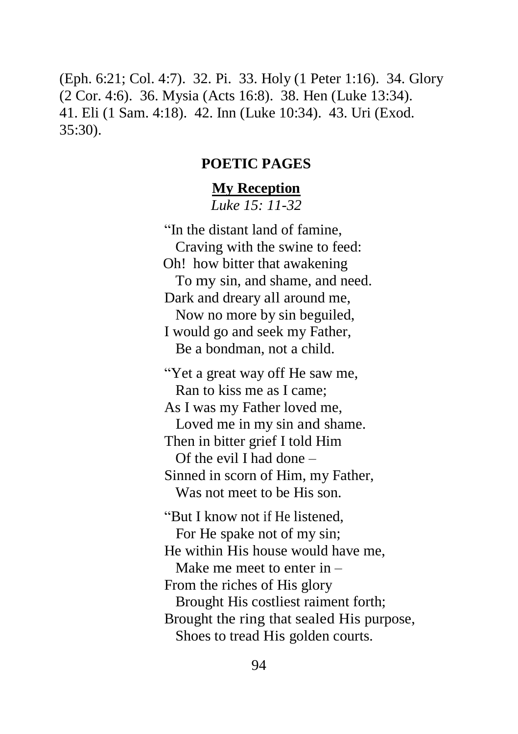(Eph. 6:21; Col. 4:7). 32. Pi. 33. Holy (1 Peter 1:16). 34. Glory (2 Cor. 4:6). 36. Mysia (Acts 16:8). 38. Hen (Luke 13:34). 41. Eli (1 Sam. 4:18). 42. Inn (Luke 10:34). 43. Uri (Exod. 35:30).

## POETIC PAGES

### My Reception

*Luke 15: 11-32*

"In the distant land of famine,  
  Craving with the swine to feed:  
Oh! how bitter that awakening  
  To my sin, and shame, and need.  
Dark and dreary all around me,  
  Now no more by sin beguiled,  
I would go and seek my Father,  
  Be a bondman, not a child.

"Yet a great way off He saw me,  
  Ran to kiss me as I came;  
As I was my Father loved me,  
  Loved me in my sin and shame.  
Then in bitter grief I told Him  
  Of the evil I had done –  
Sinned in scorn of Him, my Father,  
  Was not meet to be His son.

"But I know not if He listened,  
  For He spake not of my sin;  
He within His house would have me,  
  Make me meet to enter in –  
From the riches of His glory  
  Brought His costliest raiment forth;  
Brought the ring that sealed His purpose,  
  Shoes to tread His golden courts.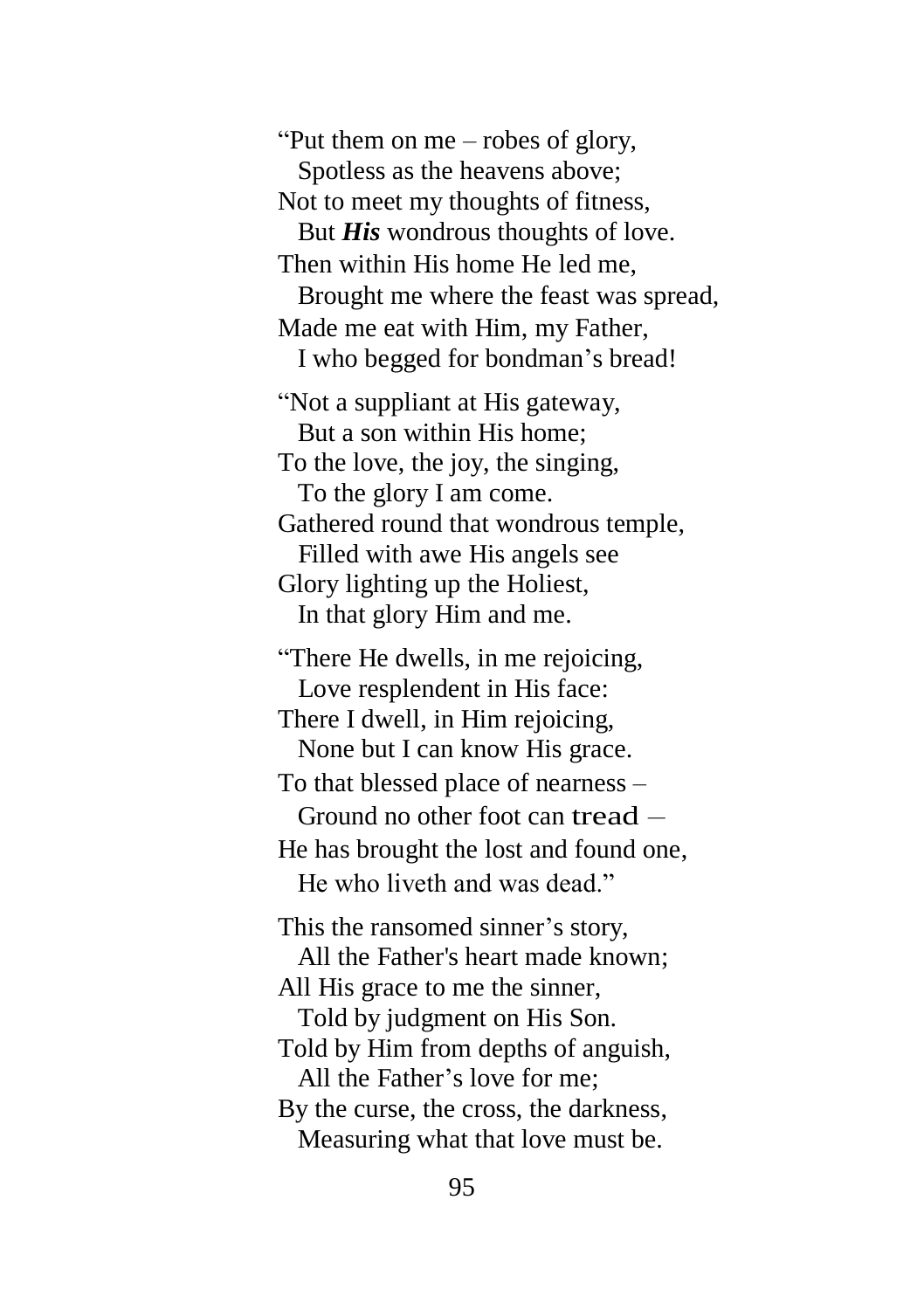"Put them on me – robes of glory,
  Spotless as the heavens above;
Not to meet my thoughts of fitness,
  But ***His*** wondrous thoughts of love.
Then within His home He led me,
  Brought me where the feast was spread,
Made me eat with Him, my Father,
  I who begged for bondman's bread!

"Not a suppliant at His gateway,
  But a son within His home;
To the love, the joy, the singing,
  To the glory I am come.
Gathered round that wondrous temple,
  Filled with awe His angels see
Glory lighting up the Holiest,
  In that glory Him and me.

"There He dwells, in me rejoicing,
  Love resplendent in His face:
There I dwell, in Him rejoicing,
  None but I can know His grace.
To that blessed place of nearness –
  Ground no other foot can tread –
He has brought the lost and found one,
  He who liveth and was dead."

This the ransomed sinner's story,
  All the Father's heart made known;
All His grace to me the sinner,
  Told by judgment on His Son.
Told by Him from depths of anguish,
  All the Father's love for me;
By the curse, the cross, the darkness,
  Measuring what that love must be.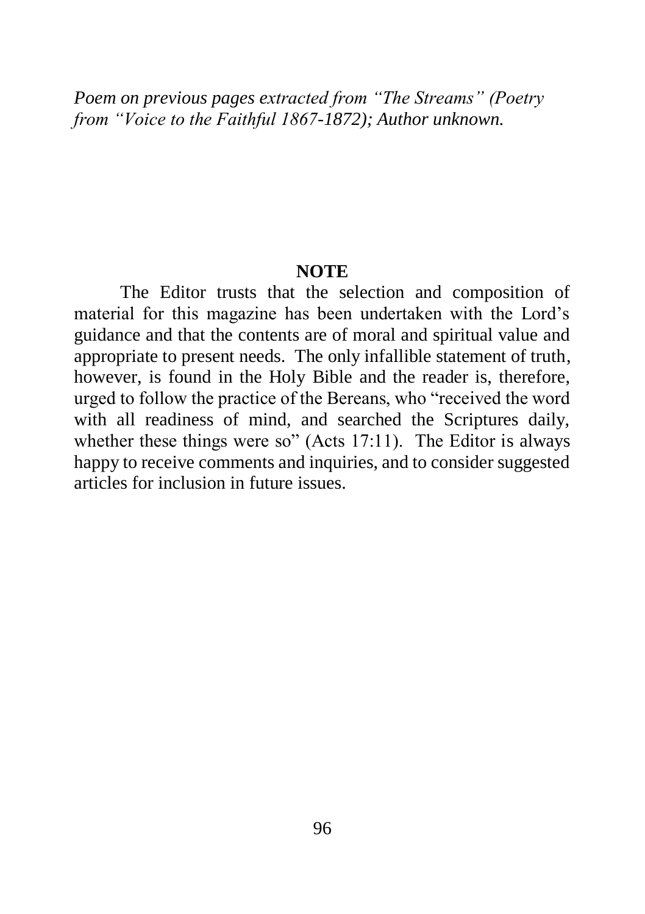*Poem on previous pages extracted from "The Streams" (Poetry from "Voice to the Faithful 1867-1872); Author unknown.*

**NOTE**

The Editor trusts that the selection and composition of material for this magazine has been undertaken with the Lord's guidance and that the contents are of moral and spiritual value and appropriate to present needs. The only infallible statement of truth, however, is found in the Holy Bible and the reader is, therefore, urged to follow the practice of the Bereans, who "received the word with all readiness of mind, and searched the Scriptures daily, whether these things were so" (Acts 17:11). The Editor is always happy to receive comments and inquiries, and to consider suggested articles for inclusion in future issues.